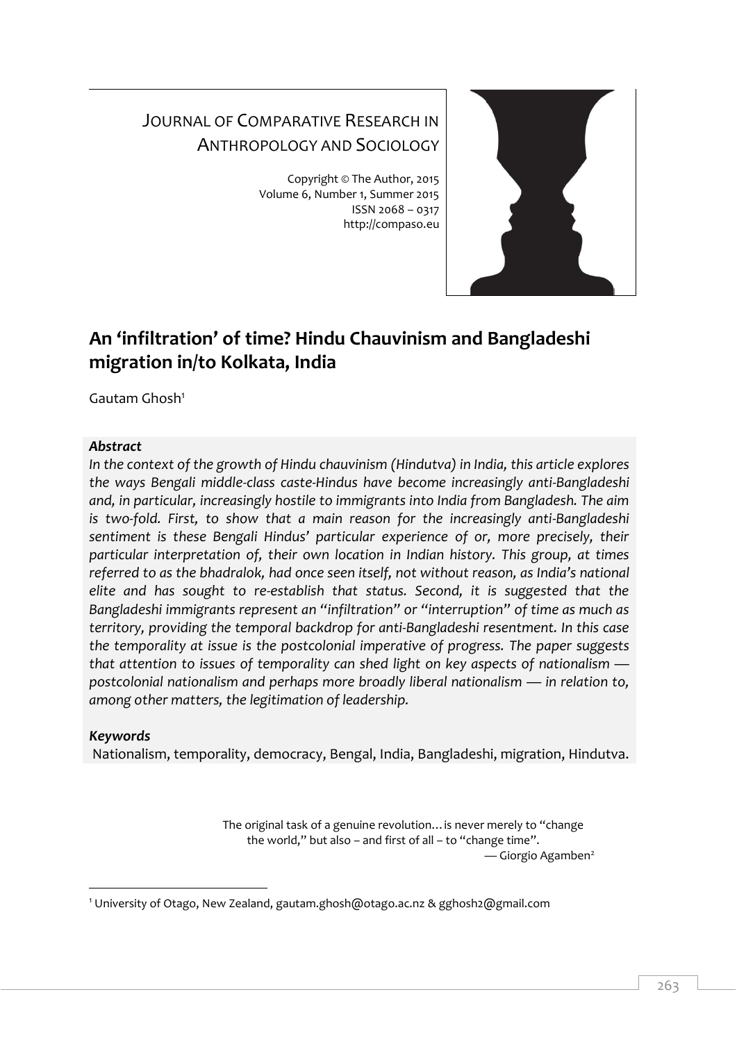JOURNAL OF COMPARATIVE RESEARCH IN ANTHROPOLOGY AND SOCIOLOGY

Copyright © The Author, 2015
Volume 6, Number 1, Summer 2015
ISSN 2068 – 0317
http://compaso.eu

# An 'infiltration' of time? Hindu Chauvinism and Bangladeshi migration in/to Kolkata, India

Gautam Ghosh[1]

***Abstract***

*In the context of the growth of Hindu chauvinism (Hindutva) in India, this article explores the ways Bengali middle-class caste-Hindus have become increasingly anti-Bangladeshi and, in particular, increasingly hostile to immigrants into India from Bangladesh. The aim is two-fold. First, to show that a main reason for the increasingly anti-Bangladeshi sentiment is these Bengali Hindus' particular experience of or, more precisely, their particular interpretation of, their own location in Indian history. This group, at times referred to as the bhadralok, had once seen itself, not without reason, as India's national elite and has sought to re-establish that status. Second, it is suggested that the Bangladeshi immigrants represent an "infiltration" or "interruption" of time as much as territory, providing the temporal backdrop for anti-Bangladeshi resentment. In this case the temporality at issue is the postcolonial imperative of progress. The paper suggests that attention to issues of temporality can shed light on key aspects of nationalism — postcolonial nationalism and perhaps more broadly liberal nationalism — in relation to, among other matters, the legitimation of leadership.*

***Keywords***

Nationalism, temporality, democracy, Bengal, India, Bangladeshi, migration, Hindutva.

> The original task of a genuine revolution… is never merely to "change the world," but also – and first of all – to "change time".
>
> — Giorgio Agamben[2]

[1] University of Otago, New Zealand, gautam.ghosh@otago.ac.nz & gghosh2@gmail.com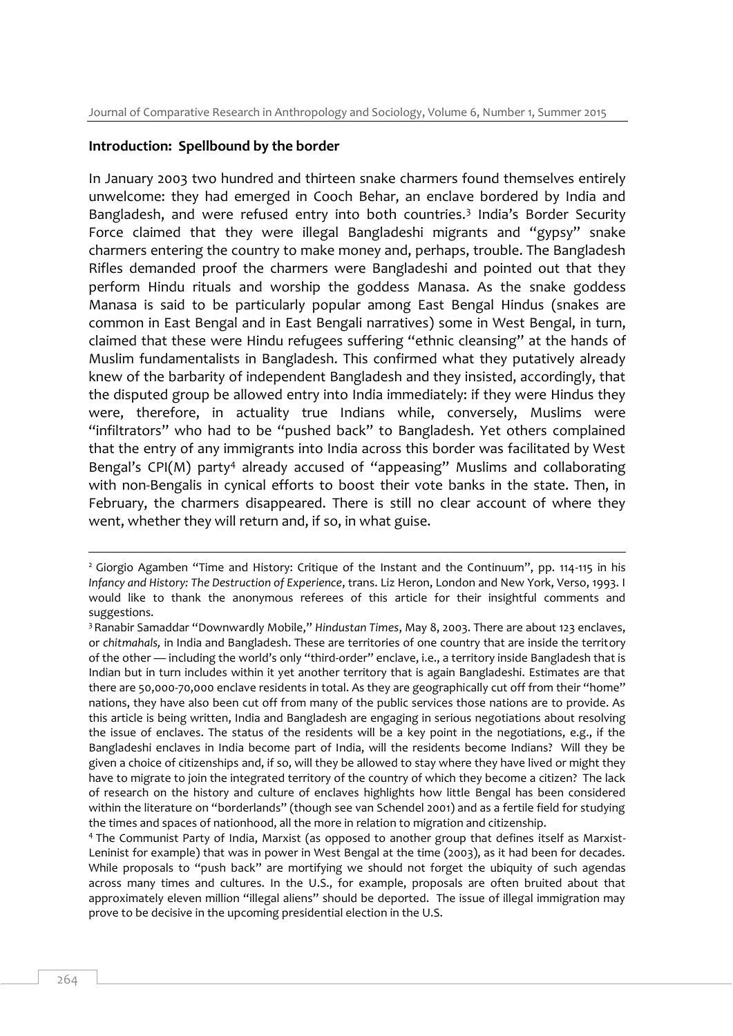## Introduction: Spellbound by the border

In January 2003 two hundred and thirteen snake charmers found themselves entirely unwelcome: they had emerged in Cooch Behar, an enclave bordered by India and Bangladesh, and were refused entry into both countries.[3] India's Border Security Force claimed that they were illegal Bangladeshi migrants and "gypsy" snake charmers entering the country to make money and, perhaps, trouble. The Bangladesh Rifles demanded proof the charmers were Bangladeshi and pointed out that they perform Hindu rituals and worship the goddess Manasa. As the snake goddess Manasa is said to be particularly popular among East Bengal Hindus (snakes are common in East Bengal and in East Bengali narratives) some in West Bengal, in turn, claimed that these were Hindu refugees suffering "ethnic cleansing" at the hands of Muslim fundamentalists in Bangladesh. This confirmed what they putatively already knew of the barbarity of independent Bangladesh and they insisted, accordingly, that the disputed group be allowed entry into India immediately: if they were Hindus they were, therefore, in actuality true Indians while, conversely, Muslims were "infiltrators" who had to be "pushed back" to Bangladesh. Yet others complained that the entry of any immigrants into India across this border was facilitated by West Bengal's CPI(M) party[4] already accused of "appeasing" Muslims and collaborating with non-Bengalis in cynical efforts to boost their vote banks in the state. Then, in February, the charmers disappeared. There is still no clear account of where they went, whether they will return and, if so, in what guise.

---

[2] Giorgio Agamben "Time and History: Critique of the Instant and the Continuum", pp. 114-115 in his *Infancy and History: The Destruction of Experience*, trans. Liz Heron, London and New York, Verso, 1993. I would like to thank the anonymous referees of this article for their insightful comments and suggestions.

[3] Ranabir Samaddar "Downwardly Mobile," *Hindustan Times*, May 8, 2003. There are about 123 enclaves, or *chitmahals,* in India and Bangladesh. These are territories of one country that are inside the territory of the other — including the world's only "third-order" enclave, i.e., a territory inside Bangladesh that is Indian but in turn includes within it yet another territory that is again Bangladeshi. Estimates are that there are 50,000-70,000 enclave residents in total. As they are geographically cut off from their "home" nations, they have also been cut off from many of the public services those nations are to provide. As this article is being written, India and Bangladesh are engaging in serious negotiations about resolving the issue of enclaves. The status of the residents will be a key point in the negotiations, e.g., if the Bangladeshi enclaves in India become part of India, will the residents become Indians? Will they be given a choice of citizenships and, if so, will they be allowed to stay where they have lived or might they have to migrate to join the integrated territory of the country of which they become a citizen? The lack of research on the history and culture of enclaves highlights how little Bengal has been considered within the literature on "borderlands" (though see van Schendel 2001) and as a fertile field for studying the times and spaces of nationhood, all the more in relation to migration and citizenship.

[4] The Communist Party of India, Marxist (as opposed to another group that defines itself as Marxist-Leninist for example) that was in power in West Bengal at the time (2003), as it had been for decades. While proposals to "push back" are mortifying we should not forget the ubiquity of such agendas across many times and cultures. In the U.S., for example, proposals are often bruited about that approximately eleven million "illegal aliens" should be deported. The issue of illegal immigration may prove to be decisive in the upcoming presidential election in the U.S.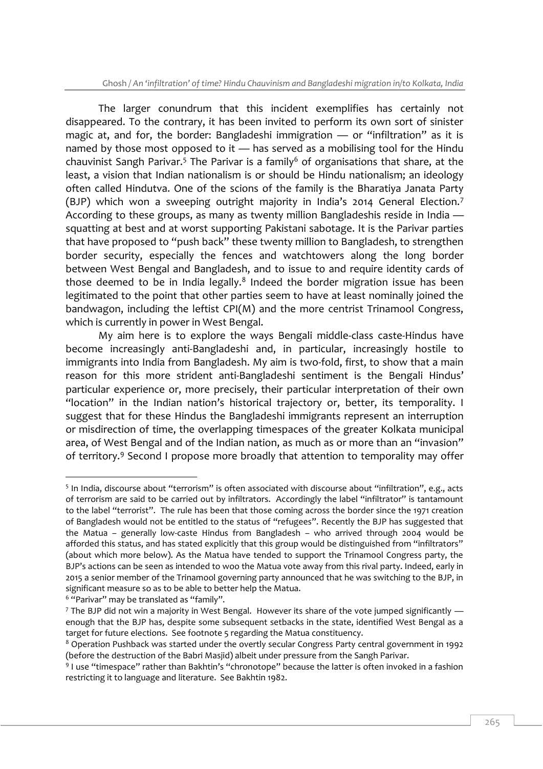The larger conundrum that this incident exemplifies has certainly not disappeared. To the contrary, it has been invited to perform its own sort of sinister magic at, and for, the border: Bangladeshi immigration — or "infiltration" as it is named by those most opposed to it — has served as a mobilising tool for the Hindu chauvinist Sangh Parivar.[5] The Parivar is a family[6] of organisations that share, at the least, a vision that Indian nationalism is or should be Hindu nationalism; an ideology often called Hindutva. One of the scions of the family is the Bharatiya Janata Party (BJP) which won a sweeping outright majority in India's 2014 General Election.[7] According to these groups, as many as twenty million Bangladeshis reside in India — squatting at best and at worst supporting Pakistani sabotage. It is the Parivar parties that have proposed to "push back" these twenty million to Bangladesh, to strengthen border security, especially the fences and watchtowers along the long border between West Bengal and Bangladesh, and to issue to and require identity cards of those deemed to be in India legally.[8] Indeed the border migration issue has been legitimated to the point that other parties seem to have at least nominally joined the bandwagon, including the leftist CPI(M) and the more centrist Trinamool Congress, which is currently in power in West Bengal.

My aim here is to explore the ways Bengali middle-class caste-Hindus have become increasingly anti-Bangladeshi and, in particular, increasingly hostile to immigrants into India from Bangladesh. My aim is two-fold, first, to show that a main reason for this more strident anti-Bangladeshi sentiment is the Bengali Hindus' particular experience or, more precisely, their particular interpretation of their own "location" in the Indian nation's historical trajectory or, better, its temporality. I suggest that for these Hindus the Bangladeshi immigrants represent an interruption or misdirection of time, the overlapping timespaces of the greater Kolkata municipal area, of West Bengal and of the Indian nation, as much as or more than an "invasion" of territory.[9] Second I propose more broadly that attention to temporality may offer

---

[5] In India, discourse about "terrorism" is often associated with discourse about "infiltration", e.g., acts of terrorism are said to be carried out by infiltrators. Accordingly the label "infiltrator" is tantamount to the label "terrorist". The rule has been that those coming across the border since the 1971 creation of Bangladesh would not be entitled to the status of "refugees". Recently the BJP has suggested that the Matua – generally low-caste Hindus from Bangladesh – who arrived through 2004 would be afforded this status, and has stated explicitly that this group would be distinguished from "infiltrators" (about which more below). As the Matua have tended to support the Trinamool Congress party, the BJP's actions can be seen as intended to woo the Matua vote away from this rival party. Indeed, early in 2015 a senior member of the Trinamool governing party announced that he was switching to the BJP, in significant measure so as to be able to better help the Matua.

[6] "Parivar" may be translated as "family".

[7] The BJP did not win a majority in West Bengal. However its share of the vote jumped significantly — enough that the BJP has, despite some subsequent setbacks in the state, identified West Bengal as a target for future elections. See footnote 5 regarding the Matua constituency.

[8] Operation Pushback was started under the overtly secular Congress Party central government in 1992 (before the destruction of the Babri Masjid) albeit under pressure from the Sangh Parivar.

[9] I use "timespace" rather than Bakhtin's "chronotope" because the latter is often invoked in a fashion restricting it to language and literature. See Bakhtin 1982.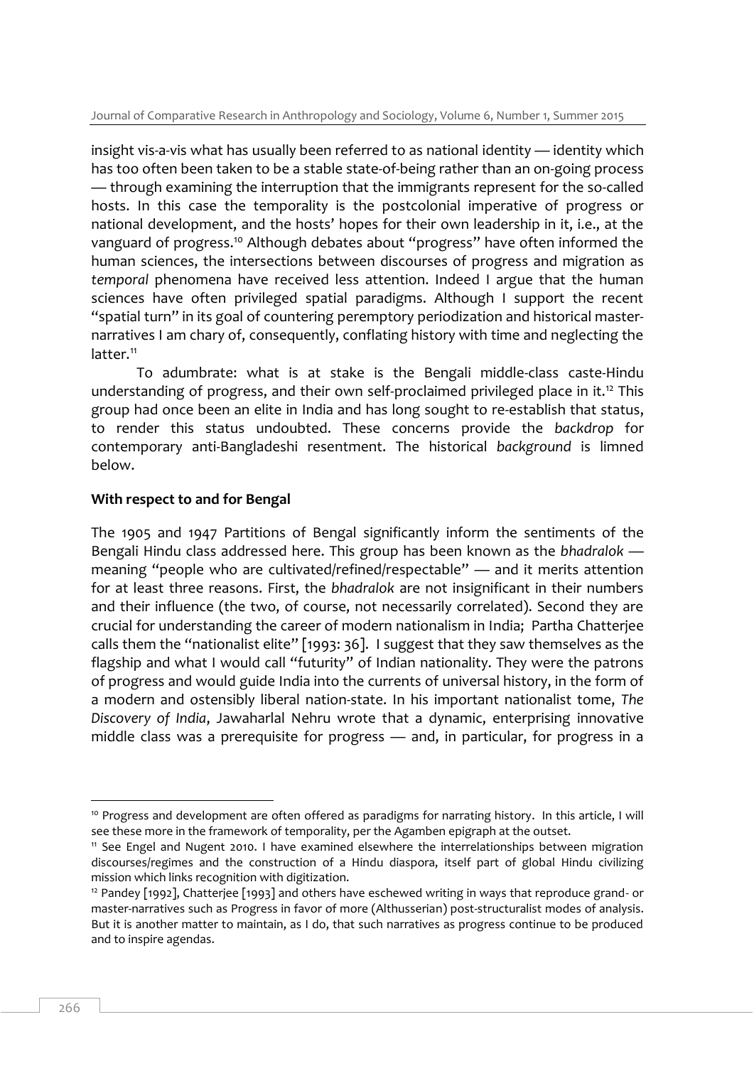insight vis-a-vis what has usually been referred to as national identity — identity which has too often been taken to be a stable state-of-being rather than an on-going process — through examining the interruption that the immigrants represent for the so-called hosts. In this case the temporality is the postcolonial imperative of progress or national development, and the hosts' hopes for their own leadership in it, i.e., at the vanguard of progress.[10] Although debates about "progress" have often informed the human sciences, the intersections between discourses of progress and migration as *temporal* phenomena have received less attention. Indeed I argue that the human sciences have often privileged spatial paradigms. Although I support the recent "spatial turn" in its goal of countering peremptory periodization and historical master-narratives I am chary of, consequently, conflating history with time and neglecting the latter.[11]

To adumbrate: what is at stake is the Bengali middle-class caste-Hindu understanding of progress, and their own self-proclaimed privileged place in it.[12] This group had once been an elite in India and has long sought to re-establish that status, to render this status undoubted. These concerns provide the *backdrop* for contemporary anti-Bangladeshi resentment. The historical *background* is limned below.

**With respect to and for Bengal**

The 1905 and 1947 Partitions of Bengal significantly inform the sentiments of the Bengali Hindu class addressed here. This group has been known as the *bhadralok* — meaning "people who are cultivated/refined/respectable" — and it merits attention for at least three reasons. First, the *bhadralok* are not insignificant in their numbers and their influence (the two, of course, not necessarily correlated). Second they are crucial for understanding the career of modern nationalism in India; Partha Chatterjee calls them the "nationalist elite" [1993: 36]. I suggest that they saw themselves as the flagship and what I would call "futurity" of Indian nationality. They were the patrons of progress and would guide India into the currents of universal history, in the form of a modern and ostensibly liberal nation-state. In his important nationalist tome, *The Discovery of India*, Jawaharlal Nehru wrote that a dynamic, enterprising innovative middle class was a prerequisite for progress — and, in particular, for progress in a

---

[10] Progress and development are often offered as paradigms for narrating history. In this article, I will see these more in the framework of temporality, per the Agamben epigraph at the outset.

[11] See Engel and Nugent 2010. I have examined elsewhere the interrelationships between migration discourses/regimes and the construction of a Hindu diaspora, itself part of global Hindu civilizing mission which links recognition with digitization.

[12] Pandey [1992], Chatterjee [1993] and others have eschewed writing in ways that reproduce grand- or master-narratives such as Progress in favor of more (Althusserian) post-structuralist modes of analysis. But it is another matter to maintain, as I do, that such narratives as progress continue to be produced and to inspire agendas.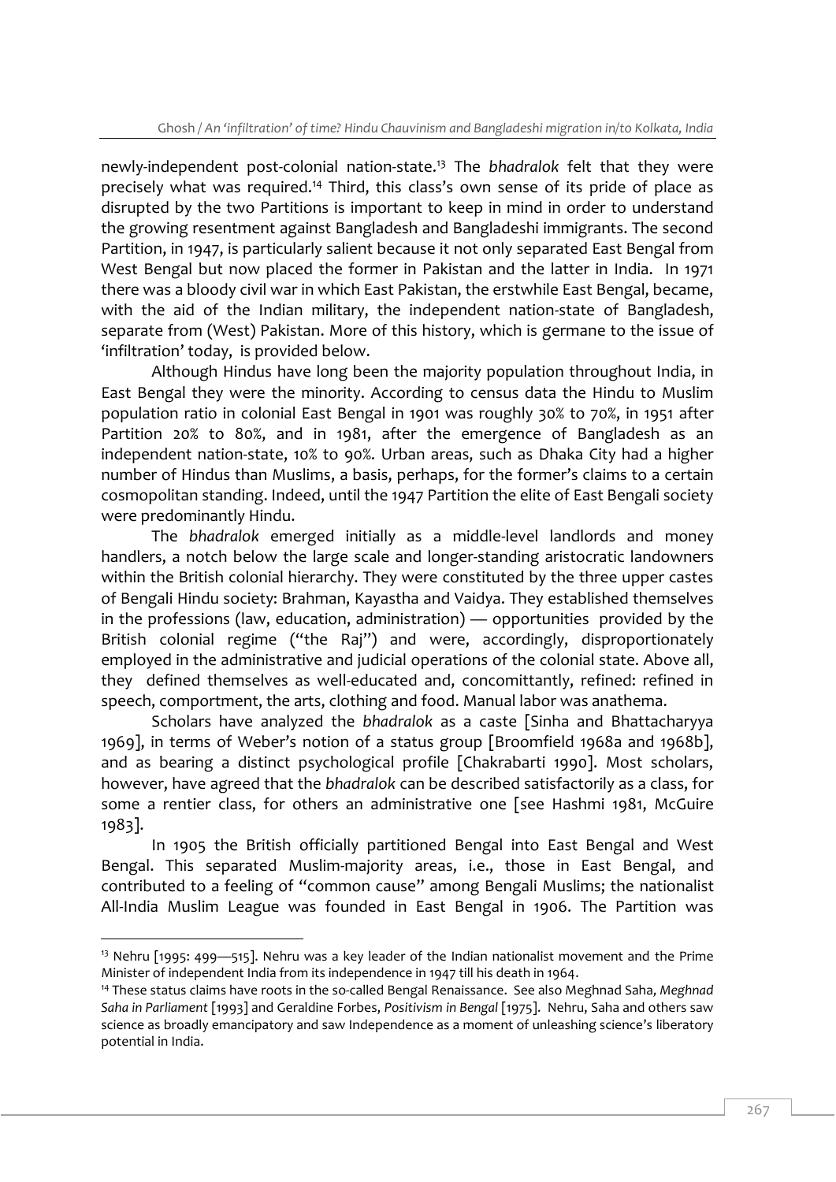newly-independent post-colonial nation-state.[13] The *bhadralok* felt that they were precisely what was required.[14] Third, this class's own sense of its pride of place as disrupted by the two Partitions is important to keep in mind in order to understand the growing resentment against Bangladesh and Bangladeshi immigrants. The second Partition, in 1947, is particularly salient because it not only separated East Bengal from West Bengal but now placed the former in Pakistan and the latter in India. In 1971 there was a bloody civil war in which East Pakistan, the erstwhile East Bengal, became, with the aid of the Indian military, the independent nation-state of Bangladesh, separate from (West) Pakistan. More of this history, which is germane to the issue of 'infiltration' today, is provided below.

Although Hindus have long been the majority population throughout India, in East Bengal they were the minority. According to census data the Hindu to Muslim population ratio in colonial East Bengal in 1901 was roughly 30% to 70%, in 1951 after Partition 20% to 80%, and in 1981, after the emergence of Bangladesh as an independent nation-state, 10% to 90%. Urban areas, such as Dhaka City had a higher number of Hindus than Muslims, a basis, perhaps, for the former's claims to a certain cosmopolitan standing. Indeed, until the 1947 Partition the elite of East Bengali society were predominantly Hindu.

The *bhadralok* emerged initially as a middle-level landlords and money handlers, a notch below the large scale and longer-standing aristocratic landowners within the British colonial hierarchy. They were constituted by the three upper castes of Bengali Hindu society: Brahman, Kayastha and Vaidya. They established themselves in the professions (law, education, administration) — opportunities provided by the British colonial regime ("the Raj") and were, accordingly, disproportionately employed in the administrative and judicial operations of the colonial state. Above all, they defined themselves as well-educated and, concomittantly, refined: refined in speech, comportment, the arts, clothing and food. Manual labor was anathema.

Scholars have analyzed the *bhadralok* as a caste [Sinha and Bhattacharyya 1969], in terms of Weber's notion of a status group [Broomfield 1968a and 1968b], and as bearing a distinct psychological profile [Chakrabarti 1990]. Most scholars, however, have agreed that the *bhadralok* can be described satisfactorily as a class, for some a rentier class, for others an administrative one [see Hashmi 1981, McGuire 1983].

In 1905 the British officially partitioned Bengal into East Bengal and West Bengal. This separated Muslim-majority areas, i.e., those in East Bengal, and contributed to a feeling of "common cause" among Bengali Muslims; the nationalist All-India Muslim League was founded in East Bengal in 1906. The Partition was

---

[13] Nehru [1995: 499—515]. Nehru was a key leader of the Indian nationalist movement and the Prime Minister of independent India from its independence in 1947 till his death in 1964.

[14] These status claims have roots in the so-called Bengal Renaissance. See also Meghnad Saha, *Meghnad Saha in Parliament* [1993] and Geraldine Forbes, *Positivism in Bengal* [1975]. Nehru, Saha and others saw science as broadly emancipatory and saw Independence as a moment of unleashing science's liberatory potential in India.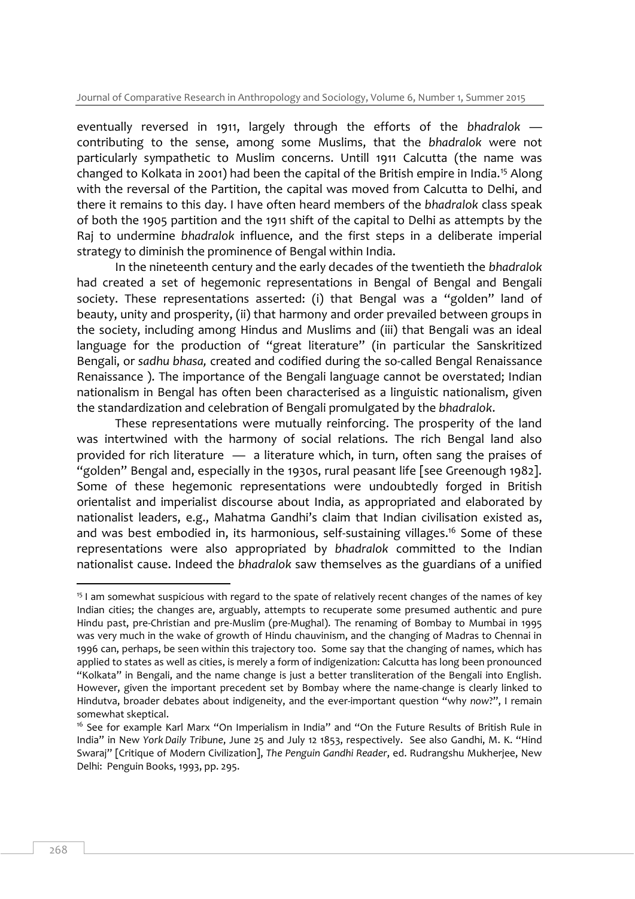eventually reversed in 1911, largely through the efforts of the *bhadralok* — contributing to the sense, among some Muslims, that the *bhadralok* were not particularly sympathetic to Muslim concerns. Untill 1911 Calcutta (the name was changed to Kolkata in 2001) had been the capital of the British empire in India.[15] Along with the reversal of the Partition, the capital was moved from Calcutta to Delhi, and there it remains to this day. I have often heard members of the *bhadralok* class speak of both the 1905 partition and the 1911 shift of the capital to Delhi as attempts by the Raj to undermine *bhadralok* influence, and the first steps in a deliberate imperial strategy to diminish the prominence of Bengal within India.

In the nineteenth century and the early decades of the twentieth the *bhadralok* had created a set of hegemonic representations in Bengal of Bengal and Bengali society. These representations asserted: (i) that Bengal was a "golden" land of beauty, unity and prosperity, (ii) that harmony and order prevailed between groups in the society, including among Hindus and Muslims and (iii) that Bengali was an ideal language for the production of "great literature" (in particular the Sanskritized Bengali, or *sadhu bhasa,* created and codified during the so-called Bengal Renaissance Renaissance ). The importance of the Bengali language cannot be overstated; Indian nationalism in Bengal has often been characterised as a linguistic nationalism, given the standardization and celebration of Bengali promulgated by the *bhadralok*.

These representations were mutually reinforcing. The prosperity of the land was intertwined with the harmony of social relations. The rich Bengal land also provided for rich literature — a literature which, in turn, often sang the praises of "golden" Bengal and, especially in the 1930s, rural peasant life [see Greenough 1982]. Some of these hegemonic representations were undoubtedly forged in British orientalist and imperialist discourse about India, as appropriated and elaborated by nationalist leaders, e.g., Mahatma Gandhi's claim that Indian civilisation existed as, and was best embodied in, its harmonious, self-sustaining villages.[16] Some of these representations were also appropriated by *bhadralok* committed to the Indian nationalist cause. Indeed the *bhadralok* saw themselves as the guardians of a unified

---

[15] I am somewhat suspicious with regard to the spate of relatively recent changes of the names of key Indian cities; the changes are, arguably, attempts to recuperate some presumed authentic and pure Hindu past, pre-Christian and pre-Muslim (pre-Mughal). The renaming of Bombay to Mumbai in 1995 was very much in the wake of growth of Hindu chauvinism, and the changing of Madras to Chennai in 1996 can, perhaps, be seen within this trajectory too. Some say that the changing of names, which has applied to states as well as cities, is merely a form of indigenization: Calcutta has long been pronounced "Kolkata" in Bengali, and the name change is just a better transliteration of the Bengali into English. However, given the important precedent set by Bombay where the name-change is clearly linked to Hindutva, broader debates about indigeneity, and the ever-important question "why *now*?", I remain somewhat skeptical.

[16] See for example Karl Marx "On Imperialism in India" and "On the Future Results of British Rule in India" in New *York Daily Tribune*, June 25 and July 12 1853, respectively. See also Gandhi, M. K. "Hind Swaraj" [Critique of Modern Civilization], *The Penguin Gandhi Reader*, ed. Rudrangshu Mukherjee, New Delhi: Penguin Books, 1993, pp. 295.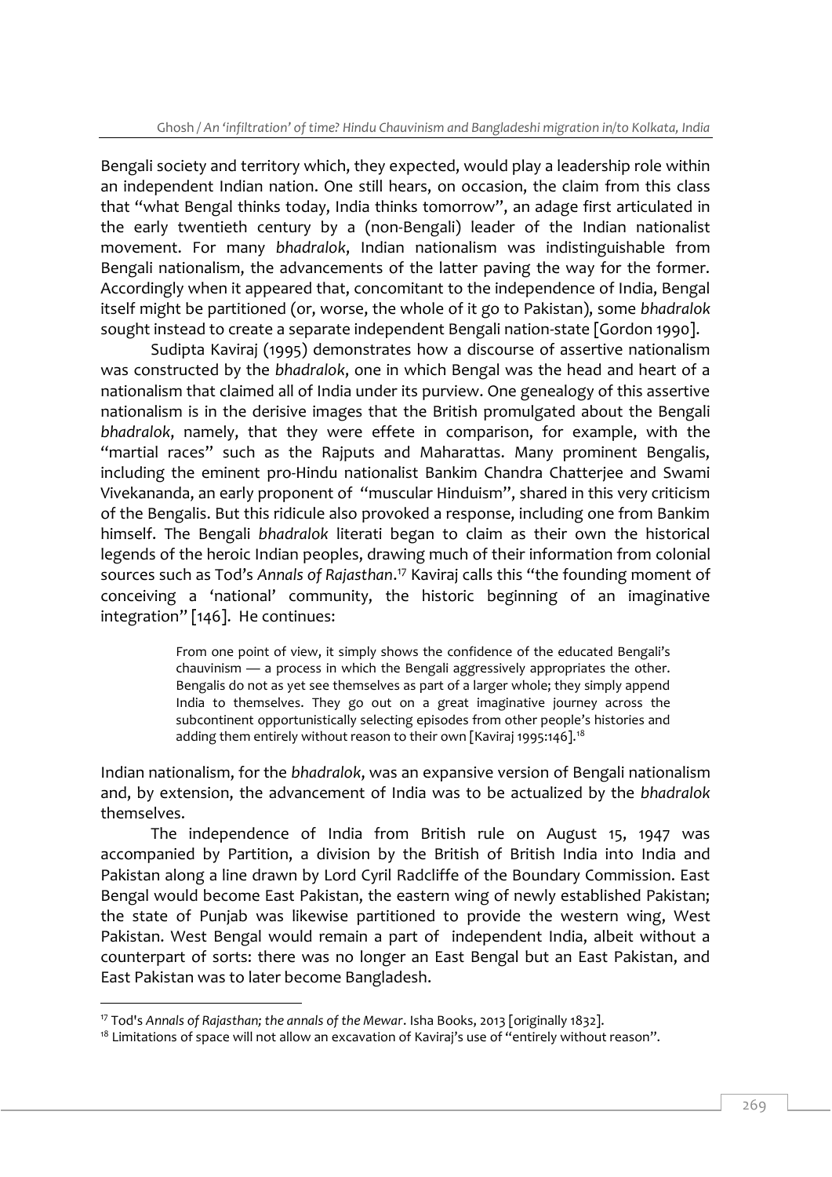Bengali society and territory which, they expected, would play a leadership role within an independent Indian nation. One still hears, on occasion, the claim from this class that "what Bengal thinks today, India thinks tomorrow", an adage first articulated in the early twentieth century by a (non-Bengali) leader of the Indian nationalist movement. For many *bhadralok*, Indian nationalism was indistinguishable from Bengali nationalism, the advancements of the latter paving the way for the former. Accordingly when it appeared that, concomitant to the independence of India, Bengal itself might be partitioned (or, worse, the whole of it go to Pakistan), some *bhadralok* sought instead to create a separate independent Bengali nation-state [Gordon 1990].

Sudipta Kaviraj (1995) demonstrates how a discourse of assertive nationalism was constructed by the *bhadralok*, one in which Bengal was the head and heart of a nationalism that claimed all of India under its purview. One genealogy of this assertive nationalism is in the derisive images that the British promulgated about the Bengali *bhadralok*, namely, that they were effete in comparison, for example, with the "martial races" such as the Rajputs and Maharattas. Many prominent Bengalis, including the eminent pro-Hindu nationalist Bankim Chandra Chatterjee and Swami Vivekananda, an early proponent of "muscular Hinduism", shared in this very criticism of the Bengalis. But this ridicule also provoked a response, including one from Bankim himself. The Bengali *bhadralok* literati began to claim as their own the historical legends of the heroic Indian peoples, drawing much of their information from colonial sources such as Tod's *Annals of Rajasthan*.[17] Kaviraj calls this "the founding moment of conceiving a 'national' community, the historic beginning of an imaginative integration" [146]. He continues:

> From one point of view, it simply shows the confidence of the educated Bengali's chauvinism — a process in which the Bengali aggressively appropriates the other. Bengalis do not as yet see themselves as part of a larger whole; they simply append India to themselves. They go out on a great imaginative journey across the subcontinent opportunistically selecting episodes from other people's histories and adding them entirely without reason to their own [Kaviraj 1995:146].[18]

Indian nationalism, for the *bhadralok*, was an expansive version of Bengali nationalism and, by extension, the advancement of India was to be actualized by the *bhadralok* themselves.

The independence of India from British rule on August 15, 1947 was accompanied by Partition, a division by the British of British India into India and Pakistan along a line drawn by Lord Cyril Radcliffe of the Boundary Commission. East Bengal would become East Pakistan, the eastern wing of newly established Pakistan; the state of Punjab was likewise partitioned to provide the western wing, West Pakistan. West Bengal would remain a part of independent India, albeit without a counterpart of sorts: there was no longer an East Bengal but an East Pakistan, and East Pakistan was to later become Bangladesh.

---

[17] Tod's *Annals of Rajasthan; the annals of the Mewar*. Isha Books, 2013 [originally 1832].

[18] Limitations of space will not allow an excavation of Kaviraj's use of "entirely without reason".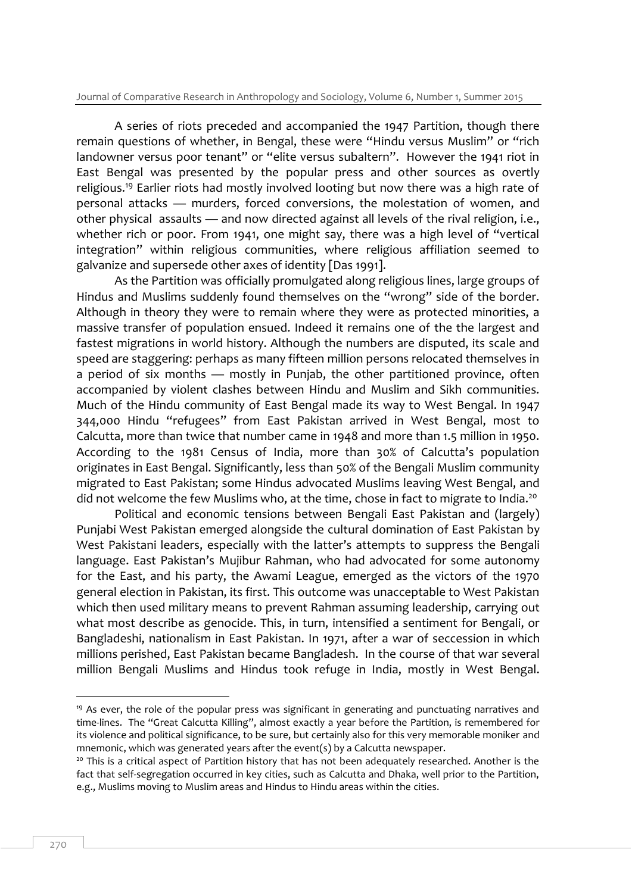A series of riots preceded and accompanied the 1947 Partition, though there remain questions of whether, in Bengal, these were "Hindu versus Muslim" or "rich landowner versus poor tenant" or "elite versus subaltern". However the 1941 riot in East Bengal was presented by the popular press and other sources as overtly religious.[19] Earlier riots had mostly involved looting but now there was a high rate of personal attacks — murders, forced conversions, the molestation of women, and other physical assaults — and now directed against all levels of the rival religion, i.e., whether rich or poor. From 1941, one might say, there was a high level of "vertical integration" within religious communities, where religious affiliation seemed to galvanize and supersede other axes of identity [Das 1991].

As the Partition was officially promulgated along religious lines, large groups of Hindus and Muslims suddenly found themselves on the "wrong" side of the border. Although in theory they were to remain where they were as protected minorities, a massive transfer of population ensued. Indeed it remains one of the the largest and fastest migrations in world history. Although the numbers are disputed, its scale and speed are staggering: perhaps as many fifteen million persons relocated themselves in a period of six months — mostly in Punjab, the other partitioned province, often accompanied by violent clashes between Hindu and Muslim and Sikh communities. Much of the Hindu community of East Bengal made its way to West Bengal. In 1947 344,000 Hindu "refugees" from East Pakistan arrived in West Bengal, most to Calcutta, more than twice that number came in 1948 and more than 1.5 million in 1950. According to the 1981 Census of India, more than 30% of Calcutta's population originates in East Bengal. Significantly, less than 50% of the Bengali Muslim community migrated to East Pakistan; some Hindus advocated Muslims leaving West Bengal, and did not welcome the few Muslims who, at the time, chose in fact to migrate to India.[20]

Political and economic tensions between Bengali East Pakistan and (largely) Punjabi West Pakistan emerged alongside the cultural domination of East Pakistan by West Pakistani leaders, especially with the latter's attempts to suppress the Bengali language. East Pakistan's Mujibur Rahman, who had advocated for some autonomy for the East, and his party, the Awami League, emerged as the victors of the 1970 general election in Pakistan, its first. This outcome was unacceptable to West Pakistan which then used military means to prevent Rahman assuming leadership, carrying out what most describe as genocide. This, in turn, intensified a sentiment for Bengali, or Bangladeshi, nationalism in East Pakistan. In 1971, after a war of seccession in which millions perished, East Pakistan became Bangladesh. In the course of that war several million Bengali Muslims and Hindus took refuge in India, mostly in West Bengal.

---

[19] As ever, the role of the popular press was significant in generating and punctuating narratives and time-lines. The "Great Calcutta Killing", almost exactly a year before the Partition, is remembered for its violence and political significance, to be sure, but certainly also for this very memorable moniker and mnemonic, which was generated years after the event(s) by a Calcutta newspaper.

[20] This is a critical aspect of Partition history that has not been adequately researched. Another is the fact that self-segregation occurred in key cities, such as Calcutta and Dhaka, well prior to the Partition, e.g., Muslims moving to Muslim areas and Hindus to Hindu areas within the cities.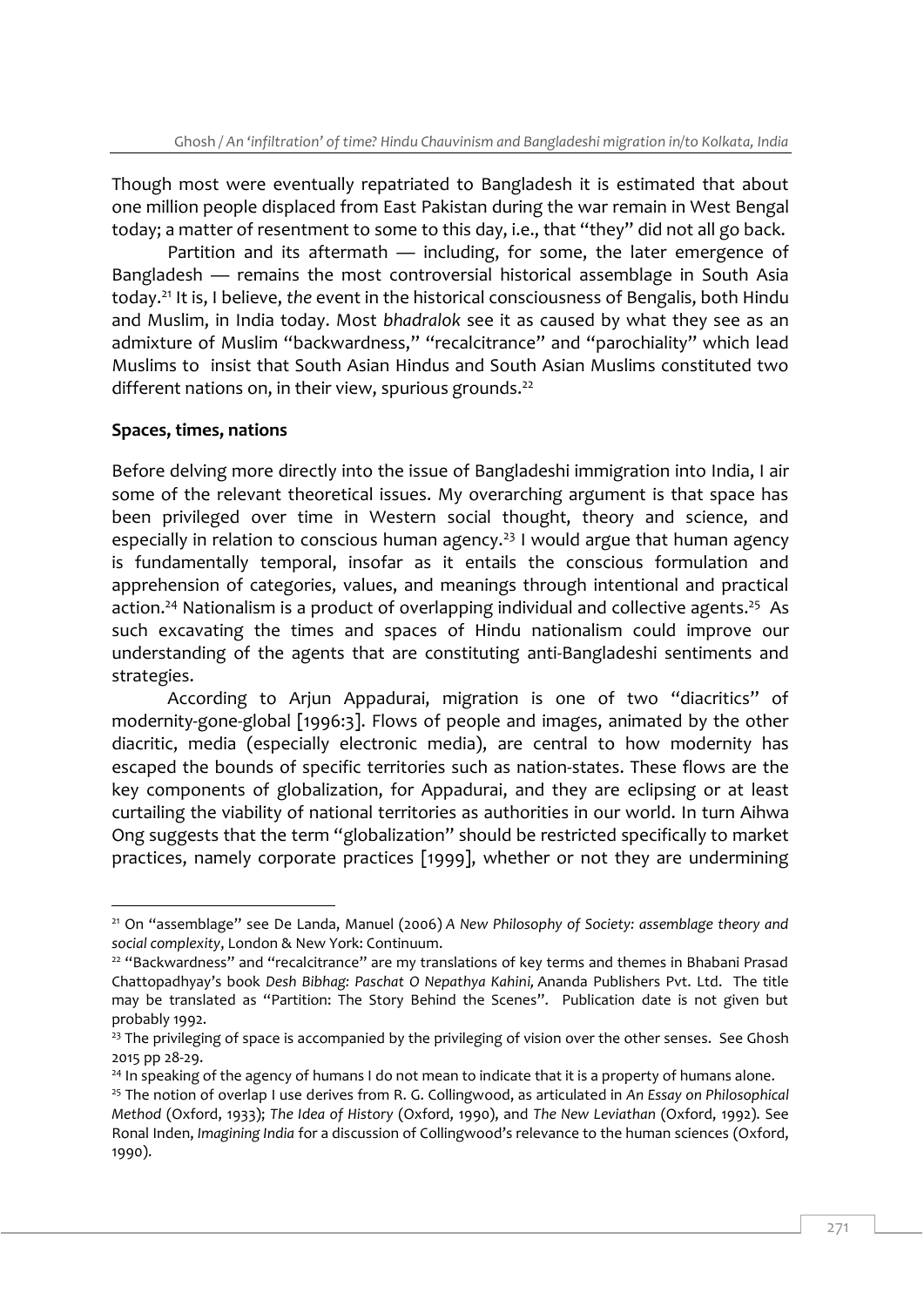Though most were eventually repatriated to Bangladesh it is estimated that about one million people displaced from East Pakistan during the war remain in West Bengal today; a matter of resentment to some to this day, i.e., that "they" did not all go back.

Partition and its aftermath — including, for some, the later emergence of Bangladesh — remains the most controversial historical assemblage in South Asia today.[21] It is, I believe, *the* event in the historical consciousness of Bengalis, both Hindu and Muslim, in India today. Most *bhadralok* see it as caused by what they see as an admixture of Muslim "backwardness," "recalcitrance" and "parochiality" which lead Muslims to insist that South Asian Hindus and South Asian Muslims constituted two different nations on, in their view, spurious grounds.[22]

**Spaces, times, nations**

Before delving more directly into the issue of Bangladeshi immigration into India, I air some of the relevant theoretical issues. My overarching argument is that space has been privileged over time in Western social thought, theory and science, and especially in relation to conscious human agency.[23] I would argue that human agency is fundamentally temporal, insofar as it entails the conscious formulation and apprehension of categories, values, and meanings through intentional and practical action.[24] Nationalism is a product of overlapping individual and collective agents.[25] As such excavating the times and spaces of Hindu nationalism could improve our understanding of the agents that are constituting anti-Bangladeshi sentiments and strategies.

According to Arjun Appadurai, migration is one of two "diacritics" of modernity-gone-global [1996:3]. Flows of people and images, animated by the other diacritic, media (especially electronic media), are central to how modernity has escaped the bounds of specific territories such as nation-states. These flows are the key components of globalization, for Appadurai, and they are eclipsing or at least curtailing the viability of national territories as authorities in our world. In turn Aihwa Ong suggests that the term "globalization" should be restricted specifically to market practices, namely corporate practices [1999], whether or not they are undermining

---

[21] On "assemblage" see De Landa, Manuel (2006) *A New Philosophy of Society: assemblage theory and social complexity*, London & New York: Continuum.

[22] "Backwardness" and "recalcitrance" are my translations of key terms and themes in Bhabani Prasad Chattopadhyay's book *Desh Bibhag: Paschat O Nepathya Kahini*, Ananda Publishers Pvt. Ltd. The title may be translated as "Partition: The Story Behind the Scenes". Publication date is not given but probably 1992.

[23] The privileging of space is accompanied by the privileging of vision over the other senses. See Ghosh 2015 pp 28-29.

[24] In speaking of the agency of humans I do not mean to indicate that it is a property of humans alone.

[25] The notion of overlap I use derives from R. G. Collingwood, as articulated in *An Essay on Philosophical Method* (Oxford, 1933); *The Idea of History* (Oxford, 1990), and *The New Leviathan* (Oxford, 1992). See Ronal Inden, *Imagining India* for a discussion of Collingwood's relevance to the human sciences (Oxford, 1990).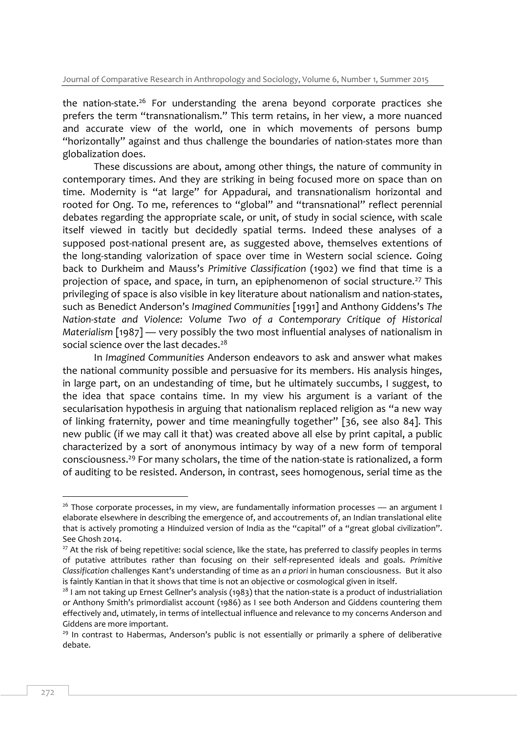the nation-state.[26] For understanding the arena beyond corporate practices she prefers the term "transnationalism." This term retains, in her view, a more nuanced and accurate view of the world, one in which movements of persons bump "horizontally" against and thus challenge the boundaries of nation-states more than globalization does.

These discussions are about, among other things, the nature of community in contemporary times. And they are striking in being focused more on space than on time. Modernity is "at large" for Appadurai, and transnationalism horizontal and rooted for Ong. To me, references to "global" and "transnational" reflect perennial debates regarding the appropriate scale, or unit, of study in social science, with scale itself viewed in tacitly but decidedly spatial terms. Indeed these analyses of a supposed post-national present are, as suggested above, themselves extentions of the long-standing valorization of space over time in Western social science. Going back to Durkheim and Mauss's *Primitive Classification* (1902) we find that time is a projection of space, and space, in turn, an epiphenomenon of social structure.[27] This privileging of space is also visible in key literature about nationalism and nation-states, such as Benedict Anderson's *Imagined Communities* [1991] and Anthony Giddens's *The Nation-state and Violence: Volume Two of a Contemporary Critique of Historical Materialism* [1987] — very possibly the two most influential analyses of nationalism in social science over the last decades.[28]

In *Imagined Communities* Anderson endeavors to ask and answer what makes the national community possible and persuasive for its members. His analysis hinges, in large part, on an undestanding of time, but he ultimately succumbs, I suggest, to the idea that space contains time. In my view his argument is a variant of the secularisation hypothesis in arguing that nationalism replaced religion as "a new way of linking fraternity, power and time meaningfully together" [36, see also 84]. This new public (if we may call it that) was created above all else by print capital, a public characterized by a sort of anonymous intimacy by way of a new form of temporal consciousness.[29] For many scholars, the time of the nation-state is rationalized, a form of auditing to be resisted. Anderson, in contrast, sees homogenous, serial time as the

---

[26] Those corporate processes, in my view, are fundamentally information processes — an argument I elaborate elsewhere in describing the emergence of, and accoutrements of, an Indian translational elite that is actively promoting a Hinduized version of India as the "capital" of a "great global civilization". See Ghosh 2014.

[27] At the risk of being repetitive: social science, like the state, has preferred to classify peoples in terms of putative attributes rather than focusing on their self-represented ideals and goals. *Primitive Classification* challenges Kant's understanding of time as an *a priori* in human consciousness. But it also is faintly Kantian in that it shows that time is not an objective or cosmological given in itself.

[28] I am not taking up Ernest Gellner's analysis (1983) that the nation-state is a product of industrialiation or Anthony Smith's primordialist account (1986) as I see both Anderson and Giddens countering them effectively and, utimately, in terms of intellectual influence and relevance to my concerns Anderson and Giddens are more important.

[29] In contrast to Habermas, Anderson's public is not essentially or primarily a sphere of deliberative debate.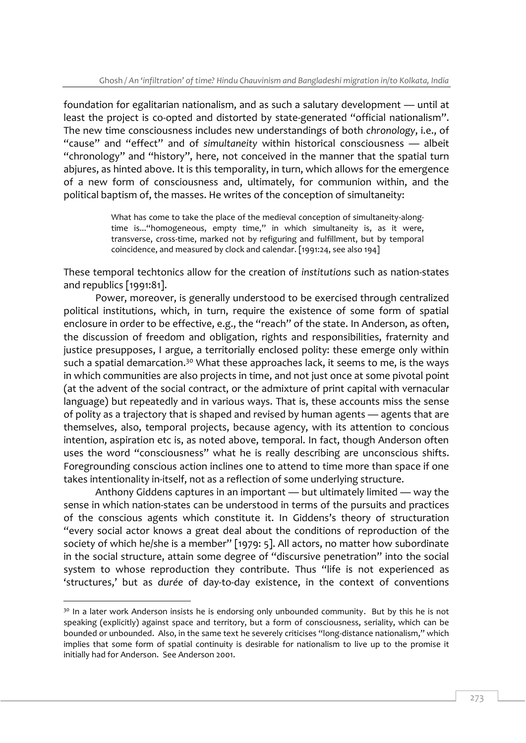foundation for egalitarian nationalism, and as such a salutary development — until at least the project is co-opted and distorted by state-generated "official nationalism". The new time consciousness includes new understandings of both *chronology*, i.e., of "cause" and "effect" and of *simultaneity* within historical consciousness — albeit "chronology" and "history", here, not conceived in the manner that the spatial turn abjures, as hinted above. It is this temporality, in turn, which allows for the emergence of a new form of consciousness and, ultimately, for communion within, and the political baptism of, the masses. He writes of the conception of simultaneity:

> What has come to take the place of the medieval conception of simultaneity-along-time is..."homogeneous, empty time," in which simultaneity is, as it were, transverse, cross-time, marked not by refiguring and fulfillment, but by temporal coincidence, and measured by clock and calendar. [1991:24, see also 194]

These temporal techtonics allow for the creation of *institutions* such as nation-states and republics [1991:81].

Power, moreover, is generally understood to be exercised through centralized political institutions, which, in turn, require the existence of some form of spatial enclosure in order to be effective, e.g., the "reach" of the state. In Anderson, as often, the discussion of freedom and obligation, rights and responsibilities, fraternity and justice presupposes, I argue, a territorially enclosed polity: these emerge only within such a spatial demarcation.[30] What these approaches lack, it seems to me, is the ways in which communities are also projects in time, and not just once at some pivotal point (at the advent of the social contract, or the admixture of print capital with vernacular language) but repeatedly and in various ways. That is, these accounts miss the sense of polity as a trajectory that is shaped and revised by human agents — agents that are themselves, also, temporal projects, because agency, with its attention to concious intention, aspiration etc is, as noted above, temporal. In fact, though Anderson often uses the word "consciousness" what he is really describing are unconscious shifts. Foregrounding conscious action inclines one to attend to time more than space if one takes intentionality in-itself, not as a reflection of some underlying structure.

Anthony Giddens captures in an important — but ultimately limited — way the sense in which nation-states can be understood in terms of the pursuits and practices of the conscious agents which constitute it. In Giddens's theory of structuration "every social actor knows a great deal about the conditions of reproduction of the society of which he/she is a member" [1979: 5]. All actors, no matter how subordinate in the social structure, attain some degree of "discursive penetration" into the social system to whose reproduction they contribute. Thus "life is not experienced as 'structures,' but as *durée* of day-to-day existence, in the context of conventions

[30] In a later work Anderson insists he is endorsing only unbounded community. But by this he is not speaking (explicitly) against space and territory, but a form of consciousness, seriality, which can be bounded or unbounded. Also, in the same text he severely criticises "long-distance nationalism," which implies that some form of spatial continuity is desirable for nationalism to live up to the promise it initially had for Anderson. See Anderson 2001.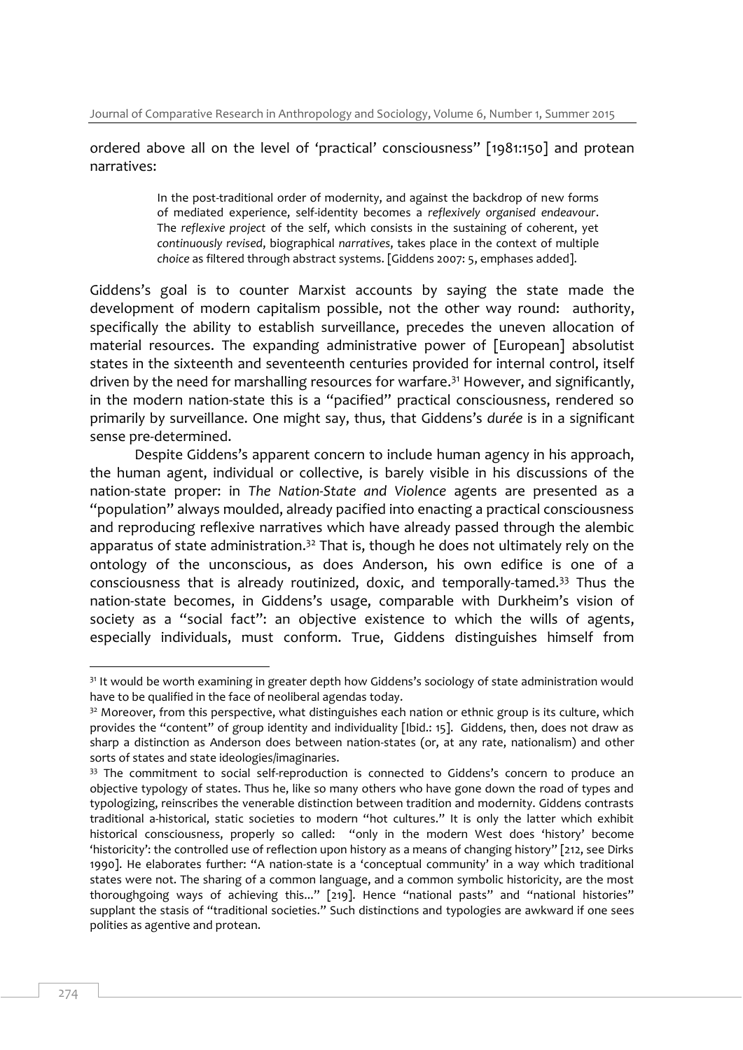ordered above all on the level of 'practical' consciousness" [1981:150] and protean narratives:

> In the post-traditional order of modernity, and against the backdrop of new forms of mediated experience, self-identity becomes a *reflexively organised endeavour*. The *reflexive project* of the self, which consists in the sustaining of coherent, yet *continuously revised*, biographical *narratives*, takes place in the context of multiple *choice* as filtered through abstract systems. [Giddens 2007: 5, emphases added].

Giddens's goal is to counter Marxist accounts by saying the state made the development of modern capitalism possible, not the other way round: authority, specifically the ability to establish surveillance, precedes the uneven allocation of material resources. The expanding administrative power of [European] absolutist states in the sixteenth and seventeenth centuries provided for internal control, itself driven by the need for marshalling resources for warfare.[31] However, and significantly, in the modern nation-state this is a "pacified" practical consciousness, rendered so primarily by surveillance. One might say, thus, that Giddens's *durée* is in a significant sense pre-determined.

Despite Giddens's apparent concern to include human agency in his approach, the human agent, individual or collective, is barely visible in his discussions of the nation-state proper: in *The Nation-State and Violence* agents are presented as a "population" always moulded, already pacified into enacting a practical consciousness and reproducing reflexive narratives which have already passed through the alembic apparatus of state administration.[32] That is, though he does not ultimately rely on the ontology of the unconscious, as does Anderson, his own edifice is one of a consciousness that is already routinized, doxic, and temporally-tamed.[33] Thus the nation-state becomes, in Giddens's usage, comparable with Durkheim's vision of society as a "social fact": an objective existence to which the wills of agents, especially individuals, must conform. True, Giddens distinguishes himself from

---

[31] It would be worth examining in greater depth how Giddens's sociology of state administration would have to be qualified in the face of neoliberal agendas today.

[32] Moreover, from this perspective, what distinguishes each nation or ethnic group is its culture, which provides the "content" of group identity and individuality [Ibid.: 15]. Giddens, then, does not draw as sharp a distinction as Anderson does between nation-states (or, at any rate, nationalism) and other sorts of states and state ideologies/imaginaries.

[33] The commitment to social self-reproduction is connected to Giddens's concern to produce an objective typology of states. Thus he, like so many others who have gone down the road of types and typologizing, reinscribes the venerable distinction between tradition and modernity. Giddens contrasts traditional a-historical, static societies to modern "hot cultures." It is only the latter which exhibit historical consciousness, properly so called: "only in the modern West does 'history' become 'historicity': the controlled use of reflection upon history as a means of changing history" [212, see Dirks 1990]. He elaborates further: "A nation-state is a 'conceptual community' in a way which traditional states were not. The sharing of a common language, and a common symbolic historicity, are the most thoroughgoing ways of achieving this..." [219]. Hence "national pasts" and "national histories" supplant the stasis of "traditional societies." Such distinctions and typologies are awkward if one sees polities as agentive and protean.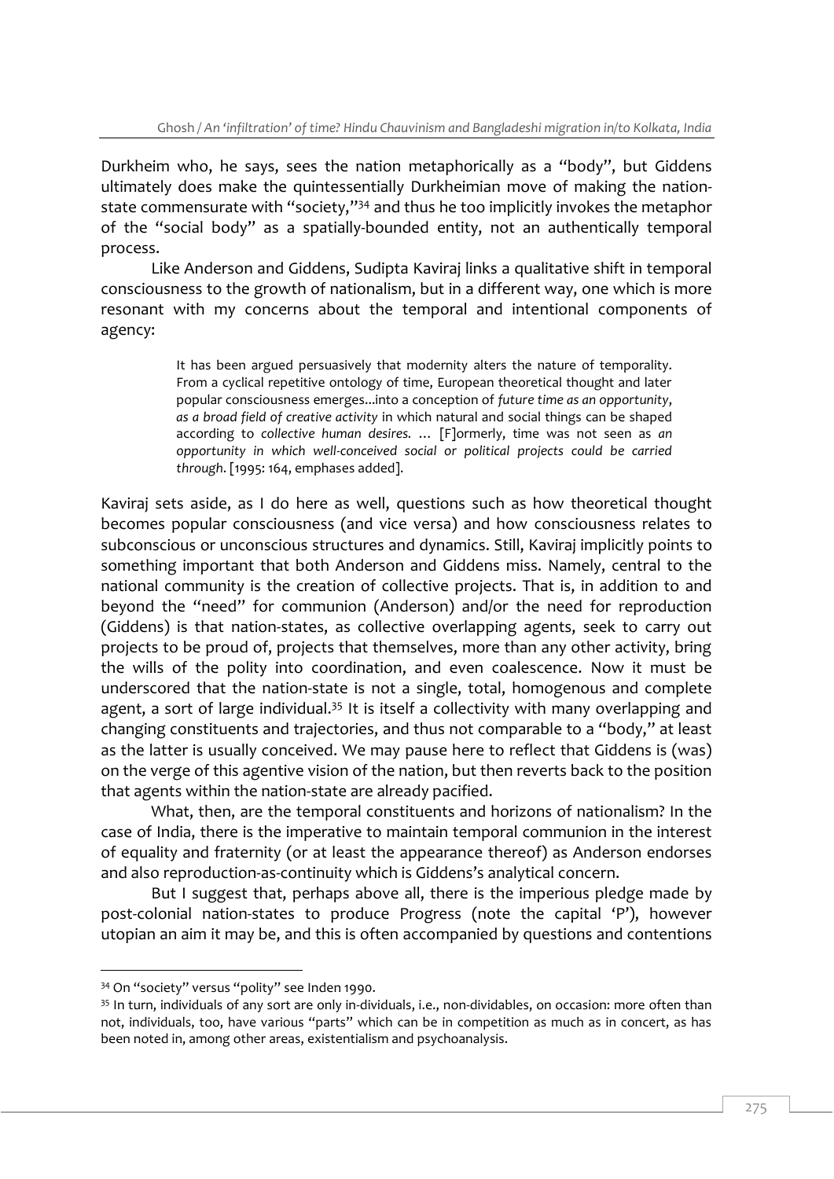Durkheim who, he says, sees the nation metaphorically as a "body", but Giddens ultimately does make the quintessentially Durkheimian move of making the nation-state commensurate with "society,"[34] and thus he too implicitly invokes the metaphor of the "social body" as a spatially-bounded entity, not an authentically temporal process.

Like Anderson and Giddens, Sudipta Kaviraj links a qualitative shift in temporal consciousness to the growth of nationalism, but in a different way, one which is more resonant with my concerns about the temporal and intentional components of agency:

> It has been argued persuasively that modernity alters the nature of temporality. From a cyclical repetitive ontology of time, European theoretical thought and later popular consciousness emerges...into a conception of *future time as an opportunity*, *as a broad field of creative activity* in which natural and social things can be shaped according to *collective human desires*. … [F]ormerly, time was not seen as *an opportunity in which well-conceived social or political projects could be carried through*. [1995: 164, emphases added].

Kaviraj sets aside, as I do here as well, questions such as how theoretical thought becomes popular consciousness (and vice versa) and how consciousness relates to subconscious or unconscious structures and dynamics. Still, Kaviraj implicitly points to something important that both Anderson and Giddens miss. Namely, central to the national community is the creation of collective projects. That is, in addition to and beyond the "need" for communion (Anderson) and/or the need for reproduction (Giddens) is that nation-states, as collective overlapping agents, seek to carry out projects to be proud of, projects that themselves, more than any other activity, bring the wills of the polity into coordination, and even coalescence. Now it must be underscored that the nation-state is not a single, total, homogenous and complete agent, a sort of large individual.[35] It is itself a collectivity with many overlapping and changing constituents and trajectories, and thus not comparable to a "body," at least as the latter is usually conceived. We may pause here to reflect that Giddens is (was) on the verge of this agentive vision of the nation, but then reverts back to the position that agents within the nation-state are already pacified.

What, then, are the temporal constituents and horizons of nationalism? In the case of India, there is the imperative to maintain temporal communion in the interest of equality and fraternity (or at least the appearance thereof) as Anderson endorses and also reproduction-as-continuity which is Giddens's analytical concern.

But I suggest that, perhaps above all, there is the imperious pledge made by post-colonial nation-states to produce Progress (note the capital 'P'), however utopian an aim it may be, and this is often accompanied by questions and contentions

---

[34] On "society" versus "polity" see Inden 1990.

[35] In turn, individuals of any sort are only in-dividuals, i.e., non-dividables, on occasion: more often than not, individuals, too, have various "parts" which can be in competition as much as in concert, as has been noted in, among other areas, existentialism and psychoanalysis.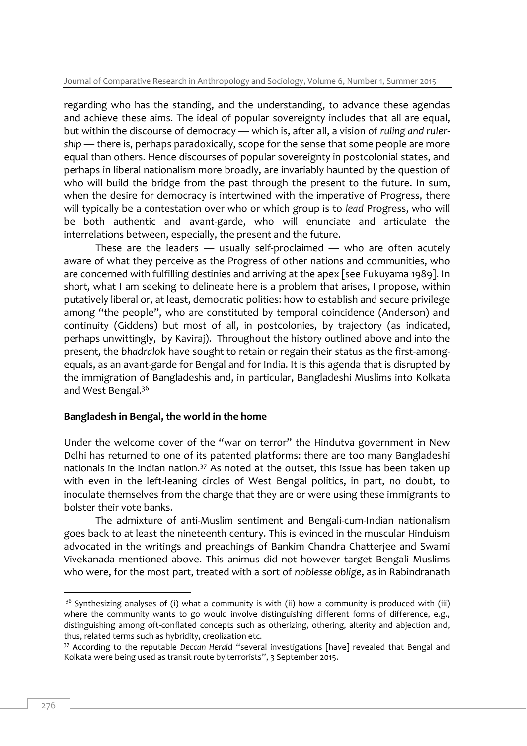regarding who has the standing, and the understanding, to advance these agendas and achieve these aims. The ideal of popular sovereignty includes that all are equal, but within the discourse of democracy — which is, after all, a vision of *ruling and rulership* — there is, perhaps paradoxically, scope for the sense that some people are more equal than others. Hence discourses of popular sovereignty in postcolonial states, and perhaps in liberal nationalism more broadly, are invariably haunted by the question of who will build the bridge from the past through the present to the future. In sum, when the desire for democracy is intertwined with the imperative of Progress, there will typically be a contestation over who or which group is to *lead* Progress, who will be both authentic and avant-garde, who will enunciate and articulate the interrelations between, especially, the present and the future.

These are the leaders — usually self-proclaimed — who are often acutely aware of what they perceive as the Progress of other nations and communities, who are concerned with fulfilling destinies and arriving at the apex [see Fukuyama 1989]. In short, what I am seeking to delineate here is a problem that arises, I propose, within putatively liberal or, at least, democratic polities: how to establish and secure privilege among "the people", who are constituted by temporal coincidence (Anderson) and continuity (Giddens) but most of all, in postcolonies, by trajectory (as indicated, perhaps unwittingly, by Kaviraj). Throughout the history outlined above and into the present, the *bhadralok* have sought to retain or regain their status as the first-among-equals, as an avant-garde for Bengal and for India. It is this agenda that is disrupted by the immigration of Bangladeshis and, in particular, Bangladeshi Muslims into Kolkata and West Bengal.[36]

**Bangladesh in Bengal, the world in the home**

Under the welcome cover of the "war on terror" the Hindutva government in New Delhi has returned to one of its patented platforms: there are too many Bangladeshi nationals in the Indian nation.[37] As noted at the outset, this issue has been taken up with even in the left-leaning circles of West Bengal politics, in part, no doubt, to inoculate themselves from the charge that they are or were using these immigrants to bolster their vote banks.

The admixture of anti-Muslim sentiment and Bengali-cum-Indian nationalism goes back to at least the nineteenth century. This is evinced in the muscular Hinduism advocated in the writings and preachings of Bankim Chandra Chatterjee and Swami Vivekanada mentioned above. This animus did not however target Bengali Muslims who were, for the most part, treated with a sort of *noblesse oblige*, as in Rabindranath

---

[36] Synthesizing analyses of (i) what a community is with (ii) how a community is produced with (iii) where the community wants to go would involve distinguishing different forms of difference, e.g., distinguishing among oft-conflated concepts such as otherizing, othering, alterity and abjection and, thus, related terms such as hybridity, creolization etc.

[37] According to the reputable *Deccan Herald* "several investigations [have] revealed that Bengal and Kolkata were being used as transit route by terrorists", 3 September 2015.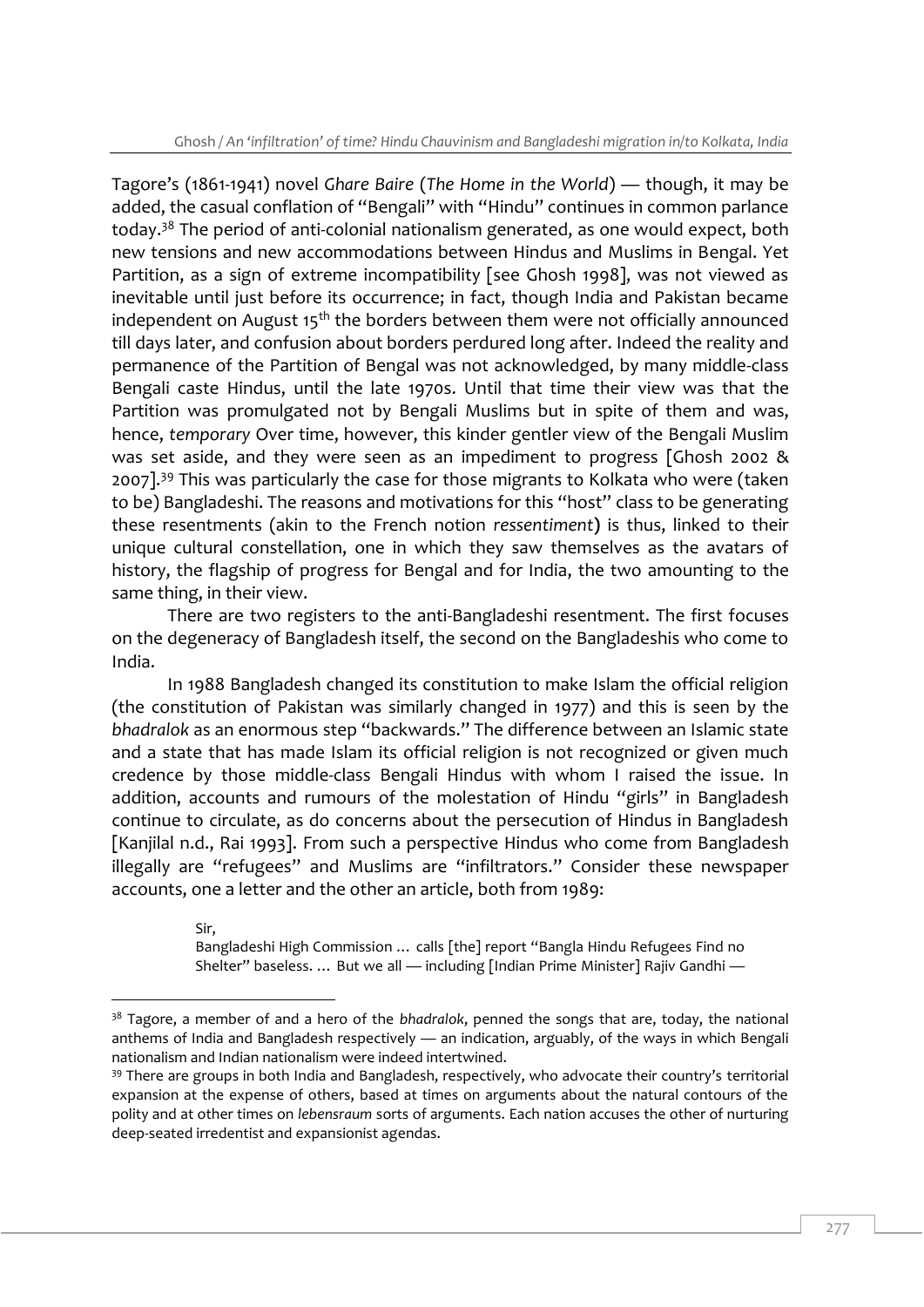Tagore's (1861-1941) novel *Ghare Baire* (*The Home in the World*) — though, it may be added, the casual conflation of "Bengali" with "Hindu" continues in common parlance today.[38] The period of anti-colonial nationalism generated, as one would expect, both new tensions and new accommodations between Hindus and Muslims in Bengal. Yet Partition, as a sign of extreme incompatibility [see Ghosh 1998], was not viewed as inevitable until just before its occurrence; in fact, though India and Pakistan became independent on August 15th the borders between them were not officially announced till days later, and confusion about borders perdured long after. Indeed the reality and permanence of the Partition of Bengal was not acknowledged, by many middle-class Bengali caste Hindus, until the late 1970s. Until that time their view was that the Partition was promulgated not by Bengali Muslims but in spite of them and was, hence, *temporary* Over time, however, this kinder gentler view of the Bengali Muslim was set aside, and they were seen as an impediment to progress [Ghosh 2002 & 2007].[39] This was particularly the case for those migrants to Kolkata who were (taken to be) Bangladeshi. The reasons and motivations for this "host" class to be generating these resentments (akin to the French notion *ressentiment*) is thus, linked to their unique cultural constellation, one in which they saw themselves as the avatars of history, the flagship of progress for Bengal and for India, the two amounting to the same thing, in their view.

There are two registers to the anti-Bangladeshi resentment. The first focuses on the degeneracy of Bangladesh itself, the second on the Bangladeshis who come to India.

In 1988 Bangladesh changed its constitution to make Islam the official religion (the constitution of Pakistan was similarly changed in 1977) and this is seen by the *bhadralok* as an enormous step "backwards." The difference between an Islamic state and a state that has made Islam its official religion is not recognized or given much credence by those middle-class Bengali Hindus with whom I raised the issue. In addition, accounts and rumours of the molestation of Hindu "girls" in Bangladesh continue to circulate, as do concerns about the persecution of Hindus in Bangladesh [Kanjilal n.d., Rai 1993]. From such a perspective Hindus who come from Bangladesh illegally are "refugees" and Muslims are "infiltrators." Consider these newspaper accounts, one a letter and the other an article, both from 1989:

> Sir,
> Bangladeshi High Commission … calls [the] report "Bangla Hindu Refugees Find no Shelter" baseless. … But we all — including [Indian Prime Minister] Rajiv Gandhi —

---

[38] Tagore, a member of and a hero of the *bhadralok*, penned the songs that are, today, the national anthems of India and Bangladesh respectively — an indication, arguably, of the ways in which Bengali nationalism and Indian nationalism were indeed intertwined.

[39] There are groups in both India and Bangladesh, respectively, who advocate their country's territorial expansion at the expense of others, based at times on arguments about the natural contours of the polity and at other times on *lebensraum* sorts of arguments. Each nation accuses the other of nurturing deep-seated irredentist and expansionist agendas.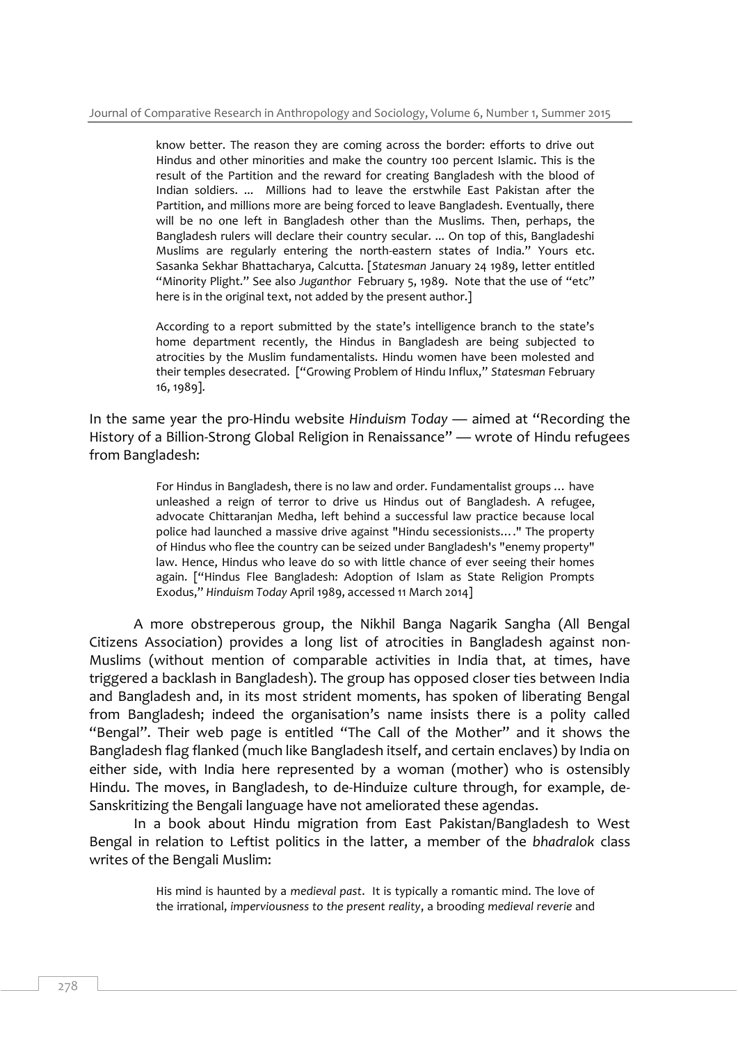> know better. The reason they are coming across the border: efforts to drive out Hindus and other minorities and make the country 100 percent Islamic. This is the result of the Partition and the reward for creating Bangladesh with the blood of Indian soldiers. ... Millions had to leave the erstwhile East Pakistan after the Partition, and millions more are being forced to leave Bangladesh. Eventually, there will be no one left in Bangladesh other than the Muslims. Then, perhaps, the Bangladesh rulers will declare their country secular. ... On top of this, Bangladeshi Muslims are regularly entering the north-eastern states of India." Yours etc. Sasanka Sekhar Bhattacharya, Calcutta. [*Statesman* January 24 1989, letter entitled "Minority Plight." See also *Juganthor* February 5, 1989. Note that the use of "etc" here is in the original text, not added by the present author.]

> According to a report submitted by the state's intelligence branch to the state's home department recently, the Hindus in Bangladesh are being subjected to atrocities by the Muslim fundamentalists. Hindu women have been molested and their temples desecrated. ["Growing Problem of Hindu Influx," *Statesman* February 16, 1989].

In the same year the pro-Hindu website *Hinduism Today* — aimed at "Recording the History of a Billion-Strong Global Religion in Renaissance" — wrote of Hindu refugees from Bangladesh:

> For Hindus in Bangladesh, there is no law and order. Fundamentalist groups … have unleashed a reign of terror to drive us Hindus out of Bangladesh. A refugee, advocate Chittaranjan Medha, left behind a successful law practice because local police had launched a massive drive against "Hindu secessionists…." The property of Hindus who flee the country can be seized under Bangladesh's "enemy property" law. Hence, Hindus who leave do so with little chance of ever seeing their homes again. ["Hindus Flee Bangladesh: Adoption of Islam as State Religion Prompts Exodus," *Hinduism Today* April 1989, accessed 11 March 2014]

A more obstreperous group, the Nikhil Banga Nagarik Sangha (All Bengal Citizens Association) provides a long list of atrocities in Bangladesh against non-Muslims (without mention of comparable activities in India that, at times, have triggered a backlash in Bangladesh). The group has opposed closer ties between India and Bangladesh and, in its most strident moments, has spoken of liberating Bengal from Bangladesh; indeed the organisation's name insists there is a polity called "Bengal". Their web page is entitled "The Call of the Mother" and it shows the Bangladesh flag flanked (much like Bangladesh itself, and certain enclaves) by India on either side, with India here represented by a woman (mother) who is ostensibly Hindu. The moves, in Bangladesh, to de-Hinduize culture through, for example, de-Sanskritizing the Bengali language have not ameliorated these agendas.

In a book about Hindu migration from East Pakistan/Bangladesh to West Bengal in relation to Leftist politics in the latter, a member of the *bhadralok* class writes of the Bengali Muslim:

> His mind is haunted by a *medieval past*. It is typically a romantic mind. The love of the irrational, *imperviousness to the present reality*, a brooding *medieval reverie* and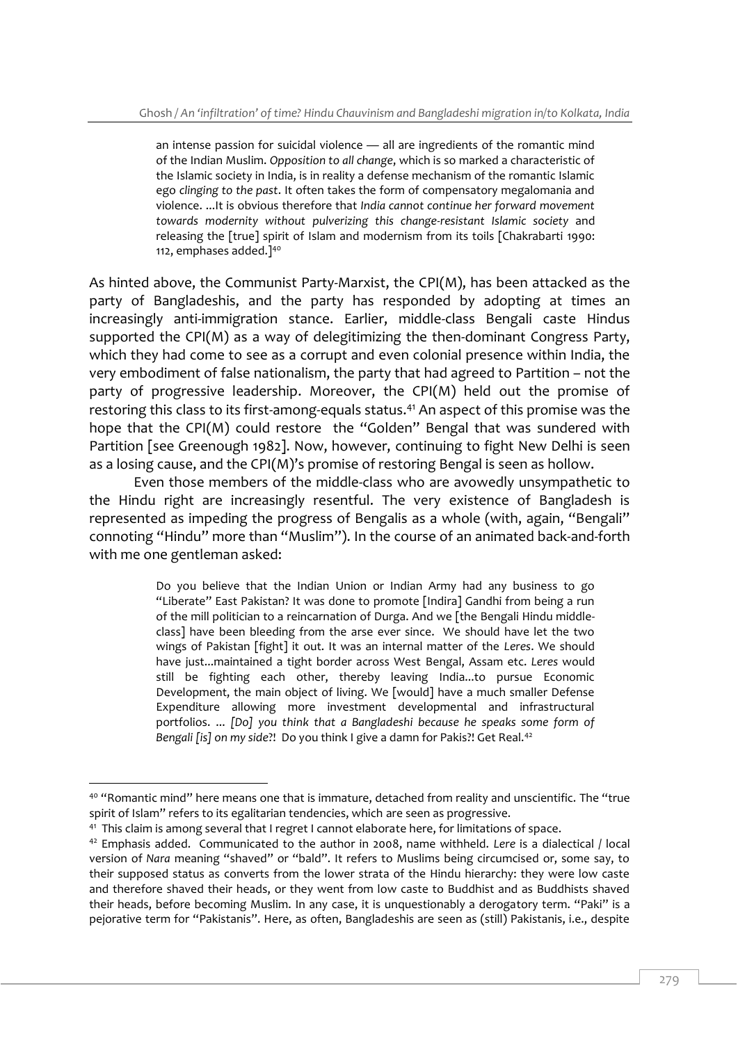> an intense passion for suicidal violence — all are ingredients of the romantic mind of the Indian Muslim. *Opposition to all change*, which is so marked a characteristic of the Islamic society in India, is in reality a defense mechanism of the romantic Islamic ego *clinging to the past*. It often takes the form of compensatory megalomania and violence. ...It is obvious therefore that *India cannot continue her forward movement towards modernity without pulverizing this change-resistant Islamic society* and releasing the [true] spirit of Islam and modernism from its toils [Chakrabarti 1990: 112, emphases added.][40]

As hinted above, the Communist Party-Marxist, the CPI(M), has been attacked as the party of Bangladeshis, and the party has responded by adopting at times an increasingly anti-immigration stance. Earlier, middle-class Bengali caste Hindus supported the CPI(M) as a way of delegitimizing the then-dominant Congress Party, which they had come to see as a corrupt and even colonial presence within India, the very embodiment of false nationalism, the party that had agreed to Partition – not the party of progressive leadership. Moreover, the CPI(M) held out the promise of restoring this class to its first-among-equals status.[41] An aspect of this promise was the hope that the CPI(M) could restore the "Golden" Bengal that was sundered with Partition [see Greenough 1982]. Now, however, continuing to fight New Delhi is seen as a losing cause, and the CPI(M)'s promise of restoring Bengal is seen as hollow.

Even those members of the middle-class who are avowedly unsympathetic to the Hindu right are increasingly resentful. The very existence of Bangladesh is represented as impeding the progress of Bengalis as a whole (with, again, "Bengali" connoting "Hindu" more than "Muslim"). In the course of an animated back-and-forth with me one gentleman asked:

> Do you believe that the Indian Union or Indian Army had any business to go "Liberate" East Pakistan? It was done to promote [Indira] Gandhi from being a run of the mill politician to a reincarnation of Durga. And we [the Bengali Hindu middle-class] have been bleeding from the arse ever since. We should have let the two wings of Pakistan [fight] it out. It was an internal matter of the *Leres*. We should have just...maintained a tight border across West Bengal, Assam etc. *Leres* would still be fighting each other, thereby leaving India...to pursue Economic Development, the main object of living. We [would] have a much smaller Defense Expenditure allowing more investment developmental and infrastructural portfolios. ... *[Do] you think that a Bangladeshi because he speaks some form of Bengali [is] on my side*?! Do you think I give a damn for Pakis?! Get Real.[42]

---

[40] "Romantic mind" here means one that is immature, detached from reality and unscientific. The "true spirit of Islam" refers to its egalitarian tendencies, which are seen as progressive.

[41] This claim is among several that I regret I cannot elaborate here, for limitations of space.

[42] Emphasis added. Communicated to the author in 2008, name withheld. *Lere* is a dialectical / local version of *Nara* meaning "shaved" or "bald". It refers to Muslims being circumcised or, some say, to their supposed status as converts from the lower strata of the Hindu hierarchy: they were low caste and therefore shaved their heads, or they went from low caste to Buddhist and as Buddhists shaved their heads, before becoming Muslim. In any case, it is unquestionably a derogatory term. "Paki" is a pejorative term for "Pakistanis". Here, as often, Bangladeshis are seen as (still) Pakistanis, i.e., despite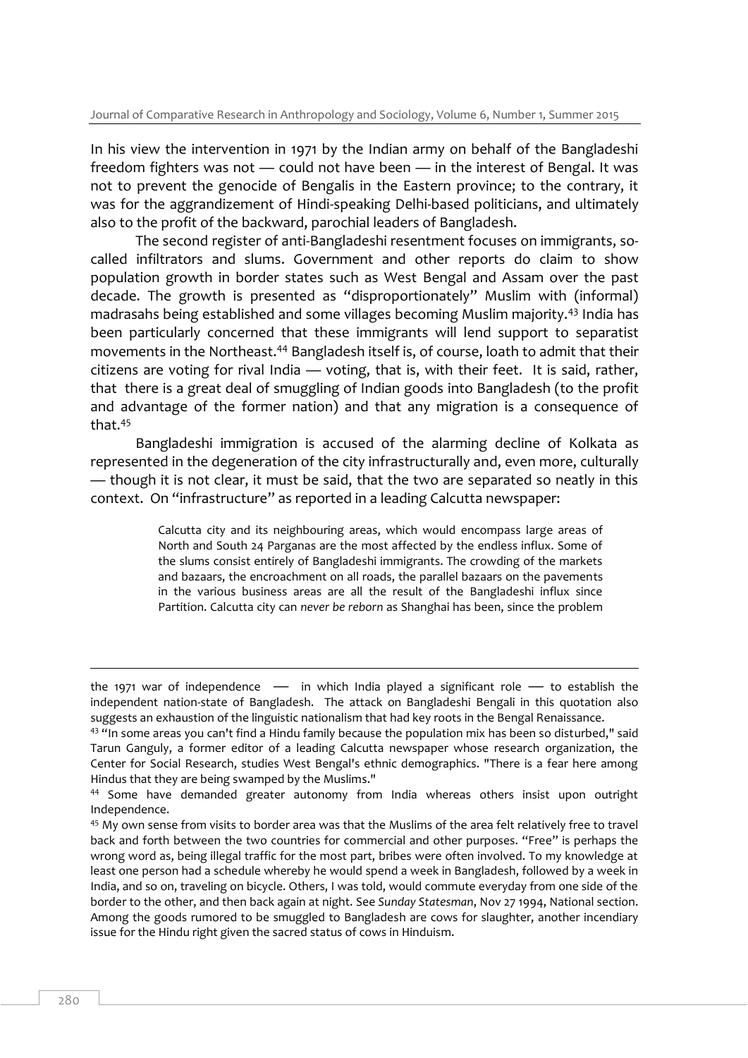In his view the intervention in 1971 by the Indian army on behalf of the Bangladeshi freedom fighters was not — could not have been — in the interest of Bengal. It was not to prevent the genocide of Bengalis in the Eastern province; to the contrary, it was for the aggrandizement of Hindi-speaking Delhi-based politicians, and ultimately also to the profit of the backward, parochial leaders of Bangladesh.

The second register of anti-Bangladeshi resentment focuses on immigrants, so-called infiltrators and slums. Government and other reports do claim to show population growth in border states such as West Bengal and Assam over the past decade. The growth is presented as "disproportionately" Muslim with (informal) madrasahs being established and some villages becoming Muslim majority.[43] India has been particularly concerned that these immigrants will lend support to separatist movements in the Northeast.[44] Bangladesh itself is, of course, loath to admit that their citizens are voting for rival India — voting, that is, with their feet. It is said, rather, that there is a great deal of smuggling of Indian goods into Bangladesh (to the profit and advantage of the former nation) and that any migration is a consequence of that.[45]

Bangladeshi immigration is accused of the alarming decline of Kolkata as represented in the degeneration of the city infrastructurally and, even more, culturally — though it is not clear, it must be said, that the two are separated so neatly in this context. On "infrastructure" as reported in a leading Calcutta newspaper:

> Calcutta city and its neighbouring areas, which would encompass large areas of North and South 24 Parganas are the most affected by the endless influx. Some of the slums consist entirely of Bangladeshi immigrants. The crowding of the markets and bazaars, the encroachment on all roads, the parallel bazaars on the pavements in the various business areas are all the result of the Bangladeshi influx since Partition. Calcutta city can *never be reborn* as Shanghai has been, since the problem

---

the 1971 war of independence — in which India played a significant role — to establish the independent nation-state of Bangladesh. The attack on Bangladeshi Bengali in this quotation also suggests an exhaustion of the linguistic nationalism that had key roots in the Bengal Renaissance.

[43] "In some areas you can't find a Hindu family because the population mix has been so disturbed," said Tarun Ganguly, a former editor of a leading Calcutta newspaper whose research organization, the Center for Social Research, studies West Bengal's ethnic demographics. "There is a fear here among Hindus that they are being swamped by the Muslims."

[44] Some have demanded greater autonomy from India whereas others insist upon outright Independence.

[45] My own sense from visits to border area was that the Muslims of the area felt relatively free to travel back and forth between the two countries for commercial and other purposes. "Free" is perhaps the wrong word as, being illegal traffic for the most part, bribes were often involved. To my knowledge at least one person had a schedule whereby he would spend a week in Bangladesh, followed by a week in India, and so on, traveling on bicycle. Others, I was told, would commute everyday from one side of the border to the other, and then back again at night. See *Sunday Statesman*, Nov 27 1994, National section. Among the goods rumored to be smuggled to Bangladesh are cows for slaughter, another incendiary issue for the Hindu right given the sacred status of cows in Hinduism.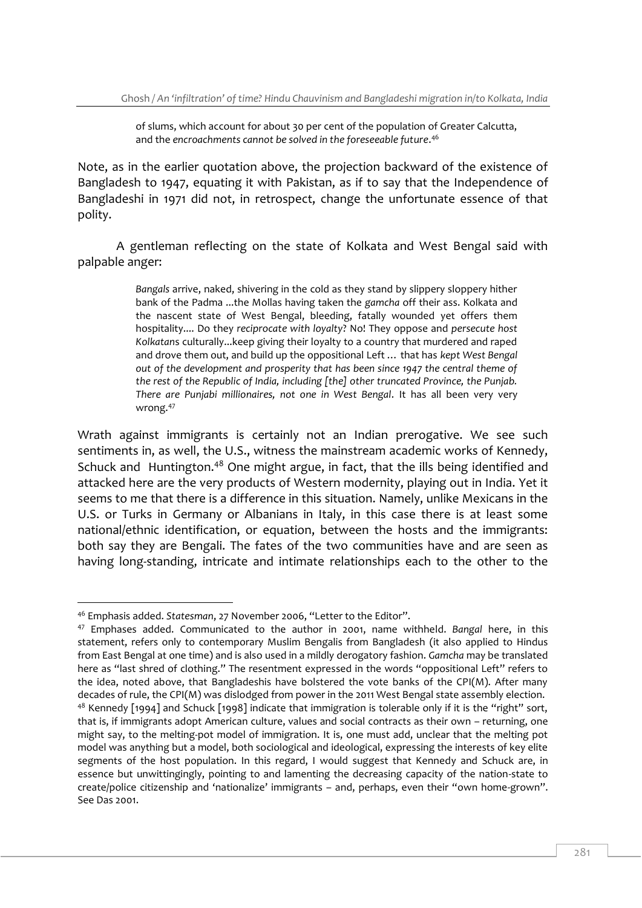> of slums, which account for about 30 per cent of the population of Greater Calcutta, and the *encroachments cannot be solved in the foreseeable future*.[46]

Note, as in the earlier quotation above, the projection backward of the existence of Bangladesh to 1947, equating it with Pakistan, as if to say that the Independence of Bangladeshi in 1971 did not, in retrospect, change the unfortunate essence of that polity.

A gentleman reflecting on the state of Kolkata and West Bengal said with palpable anger:

> *Bangals* arrive, naked, shivering in the cold as they stand by slippery sloppery hither bank of the Padma ...the Mollas having taken the *gamcha* off their ass. Kolkata and the nascent state of West Bengal, bleeding, fatally wounded yet offers them hospitality.... Do they *reciprocate with loyalty*? No! They oppose and *persecute host Kolkatans* culturally...keep giving their loyalty to a country that murdered and raped and drove them out, and build up the oppositional Left ... that has *kept West Bengal out of the development and prosperity that has been since 1947 the central theme of the rest of the Republic of India, including [the] other truncated Province, the Punjab. There are Punjabi millionaires, not one in West Bengal*. It has all been very very wrong.[47]

Wrath against immigrants is certainly not an Indian prerogative. We see such sentiments in, as well, the U.S., witness the mainstream academic works of Kennedy, Schuck and Huntington.[48] One might argue, in fact, that the ills being identified and attacked here are the very products of Western modernity, playing out in India. Yet it seems to me that there is a difference in this situation. Namely, unlike Mexicans in the U.S. or Turks in Germany or Albanians in Italy, in this case there is at least some national/ethnic identification, or equation, between the hosts and the immigrants: both say they are Bengali. The fates of the two communities have and are seen as having long-standing, intricate and intimate relationships each to the other to the

---

[46] Emphasis added. *Statesman*, 27 November 2006, "Letter to the Editor".

[47] Emphases added. Communicated to the author in 2001, name withheld. *Bangal* here, in this statement, refers only to contemporary Muslim Bengalis from Bangladesh (it also applied to Hindus from East Bengal at one time) and is also used in a mildly derogatory fashion. *Gamcha* may be translated here as "last shred of clothing." The resentment expressed in the words "oppositional Left" refers to the idea, noted above, that Bangladeshis have bolstered the vote banks of the CPI(M). After many decades of rule, the CPI(M) was dislodged from power in the 2011 West Bengal state assembly election.

[48] Kennedy [1994] and Schuck [1998] indicate that immigration is tolerable only if it is the "right" sort, that is, if immigrants adopt American culture, values and social contracts as their own – returning, one might say, to the melting-pot model of immigration. It is, one must add, unclear that the melting pot model was anything but a model, both sociological and ideological, expressing the interests of key elite segments of the host population. In this regard, I would suggest that Kennedy and Schuck are, in essence but unwittingingly, pointing to and lamenting the decreasing capacity of the nation-state to create/police citizenship and 'nationalize' immigrants – and, perhaps, even their "own home-grown". See Das 2001.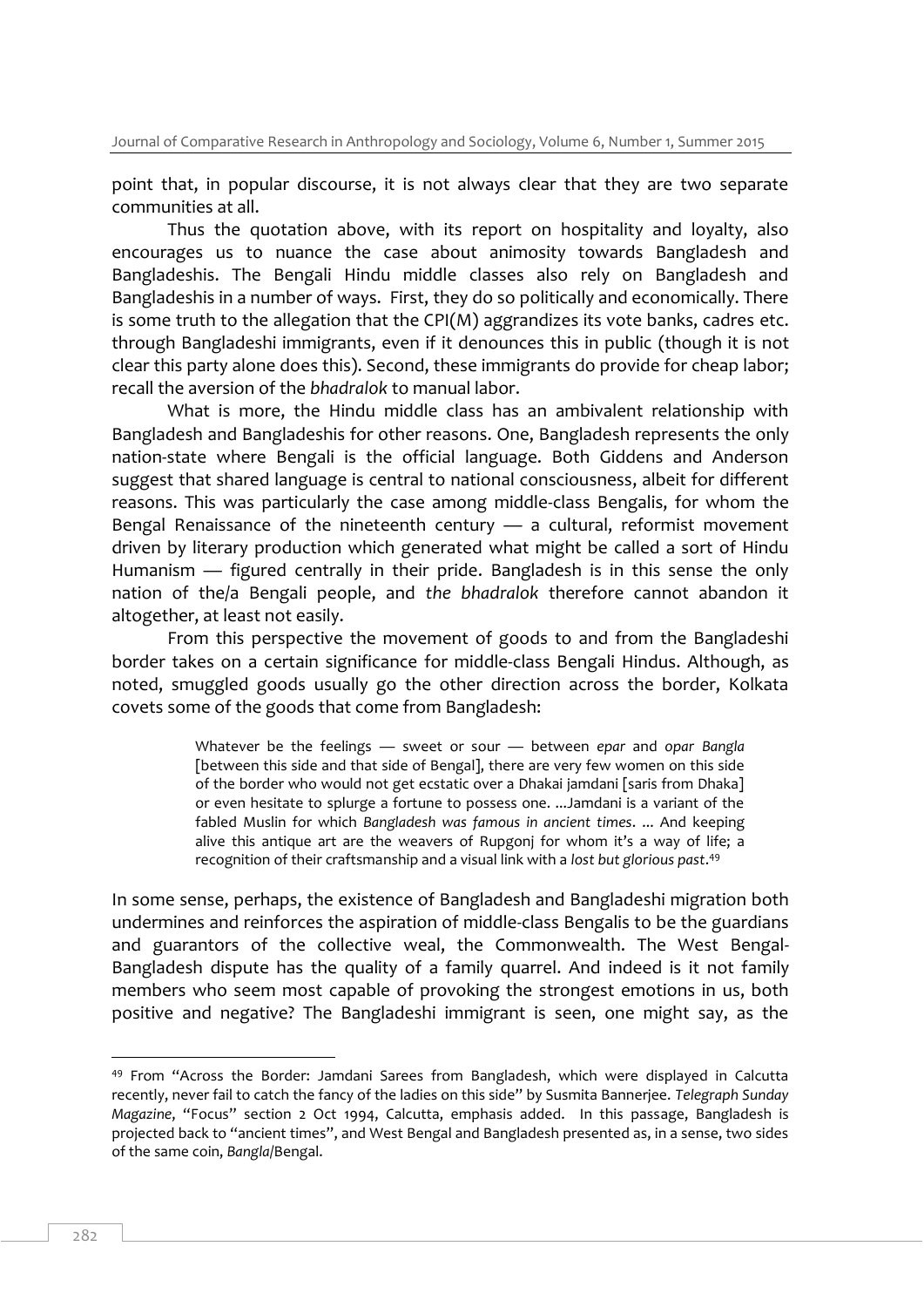point that, in popular discourse, it is not always clear that they are two separate communities at all.

Thus the quotation above, with its report on hospitality and loyalty, also encourages us to nuance the case about animosity towards Bangladesh and Bangladeshis. The Bengali Hindu middle classes also rely on Bangladesh and Bangladeshis in a number of ways. First, they do so politically and economically. There is some truth to the allegation that the CPI(M) aggrandizes its vote banks, cadres etc. through Bangladeshi immigrants, even if it denounces this in public (though it is not clear this party alone does this). Second, these immigrants do provide for cheap labor; recall the aversion of the *bhadralok* to manual labor.

What is more, the Hindu middle class has an ambivalent relationship with Bangladesh and Bangladeshis for other reasons. One, Bangladesh represents the only nation-state where Bengali is the official language. Both Giddens and Anderson suggest that shared language is central to national consciousness, albeit for different reasons. This was particularly the case among middle-class Bengalis, for whom the Bengal Renaissance of the nineteenth century — a cultural, reformist movement driven by literary production which generated what might be called a sort of Hindu Humanism — figured centrally in their pride. Bangladesh is in this sense the only nation of the/a Bengali people, and *the bhadralok* therefore cannot abandon it altogether, at least not easily.

From this perspective the movement of goods to and from the Bangladeshi border takes on a certain significance for middle-class Bengali Hindus. Although, as noted, smuggled goods usually go the other direction across the border, Kolkata covets some of the goods that come from Bangladesh:

> Whatever be the feelings — sweet or sour — between *epar* and *opar Bangla* [between this side and that side of Bengal], there are very few women on this side of the border who would not get ecstatic over a Dhakai jamdani [saris from Dhaka] or even hesitate to splurge a fortune to possess one. ...Jamdani is a variant of the fabled Muslin for which *Bangladesh was famous in ancient times*. ... And keeping alive this antique art are the weavers of Rupgonj for whom it's a way of life; a recognition of their craftsmanship and a visual link with a *lost but glorious past*.[49]

In some sense, perhaps, the existence of Bangladesh and Bangladeshi migration both undermines and reinforces the aspiration of middle-class Bengalis to be the guardians and guarantors of the collective weal, the Commonwealth. The West Bengal-Bangladesh dispute has the quality of a family quarrel. And indeed is it not family members who seem most capable of provoking the strongest emotions in us, both positive and negative? The Bangladeshi immigrant is seen, one might say, as the

---

[49] From "Across the Border: Jamdani Sarees from Bangladesh, which were displayed in Calcutta recently, never fail to catch the fancy of the ladies on this side" by Susmita Bannerjee. *Telegraph Sunday Magazine*, "Focus" section 2 Oct 1994, Calcutta, emphasis added. In this passage, Bangladesh is projected back to "ancient times", and West Bengal and Bangladesh presented as, in a sense, two sides of the same coin, *Bangla*/Bengal.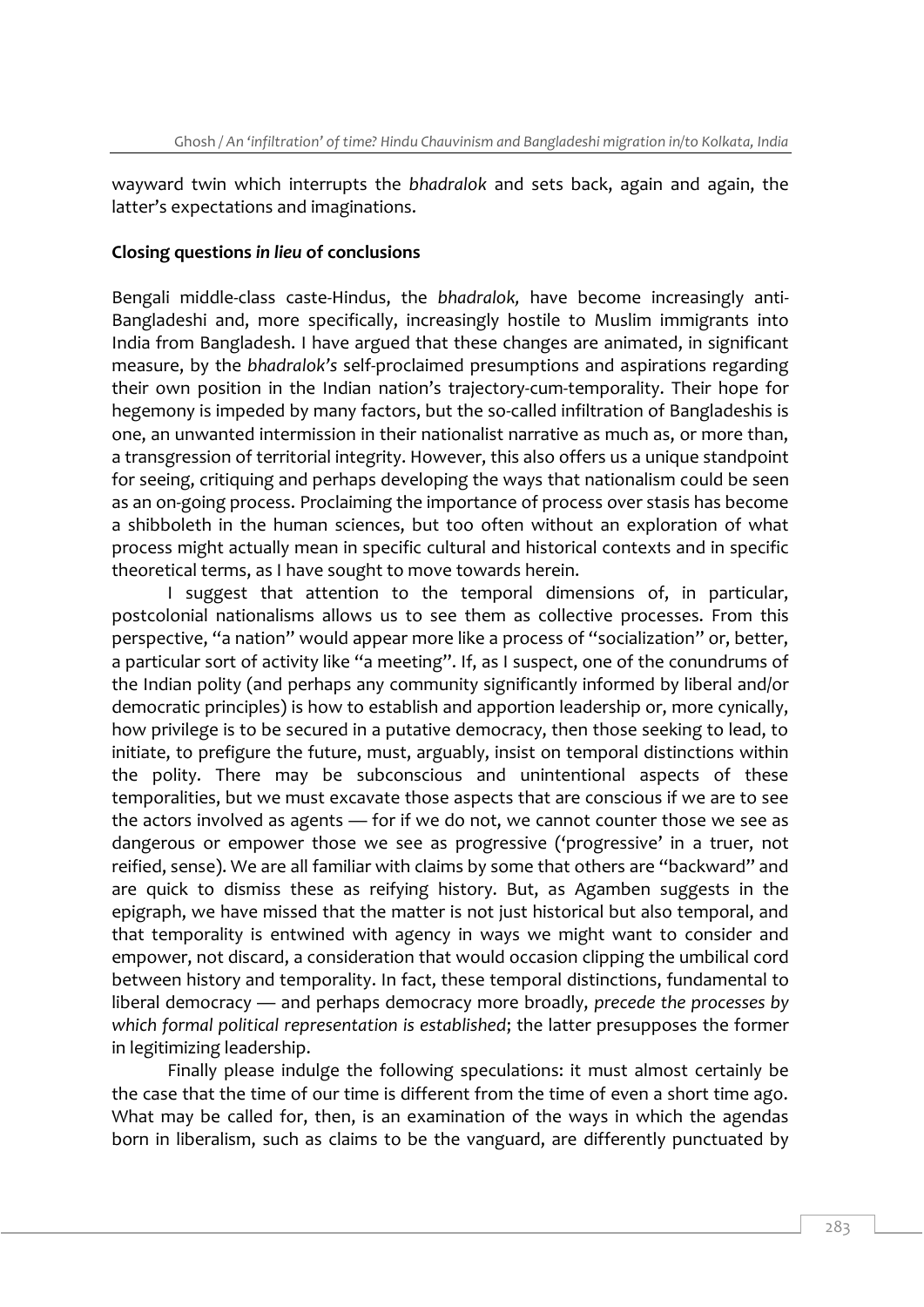wayward twin which interrupts the *bhadralok* and sets back, again and again, the latter's expectations and imaginations.

**Closing questions *in lieu* of conclusions**

Bengali middle-class caste-Hindus, the *bhadralok,* have become increasingly anti-Bangladeshi and, more specifically, increasingly hostile to Muslim immigrants into India from Bangladesh. I have argued that these changes are animated, in significant measure, by the *bhadralok's* self-proclaimed presumptions and aspirations regarding their own position in the Indian nation's trajectory-cum-temporality. Their hope for hegemony is impeded by many factors, but the so-called infiltration of Bangladeshis is one, an unwanted intermission in their nationalist narrative as much as, or more than, a transgression of territorial integrity. However, this also offers us a unique standpoint for seeing, critiquing and perhaps developing the ways that nationalism could be seen as an on-going process. Proclaiming the importance of process over stasis has become a shibboleth in the human sciences, but too often without an exploration of what process might actually mean in specific cultural and historical contexts and in specific theoretical terms, as I have sought to move towards herein.

I suggest that attention to the temporal dimensions of, in particular, postcolonial nationalisms allows us to see them as collective processes. From this perspective, "a nation" would appear more like a process of "socialization" or, better, a particular sort of activity like "a meeting". If, as I suspect, one of the conundrums of the Indian polity (and perhaps any community significantly informed by liberal and/or democratic principles) is how to establish and apportion leadership or, more cynically, how privilege is to be secured in a putative democracy, then those seeking to lead, to initiate, to prefigure the future, must, arguably, insist on temporal distinctions within the polity. There may be subconscious and unintentional aspects of these temporalities, but we must excavate those aspects that are conscious if we are to see the actors involved as agents — for if we do not, we cannot counter those we see as dangerous or empower those we see as progressive ('progressive' in a truer, not reified, sense). We are all familiar with claims by some that others are "backward" and are quick to dismiss these as reifying history. But, as Agamben suggests in the epigraph, we have missed that the matter is not just historical but also temporal, and that temporality is entwined with agency in ways we might want to consider and empower, not discard, a consideration that would occasion clipping the umbilical cord between history and temporality. In fact, these temporal distinctions, fundamental to liberal democracy — and perhaps democracy more broadly, *precede the processes by which formal political representation is established*; the latter presupposes the former in legitimizing leadership.

Finally please indulge the following speculations: it must almost certainly be the case that the time of our time is different from the time of even a short time ago. What may be called for, then, is an examination of the ways in which the agendas born in liberalism, such as claims to be the vanguard, are differently punctuated by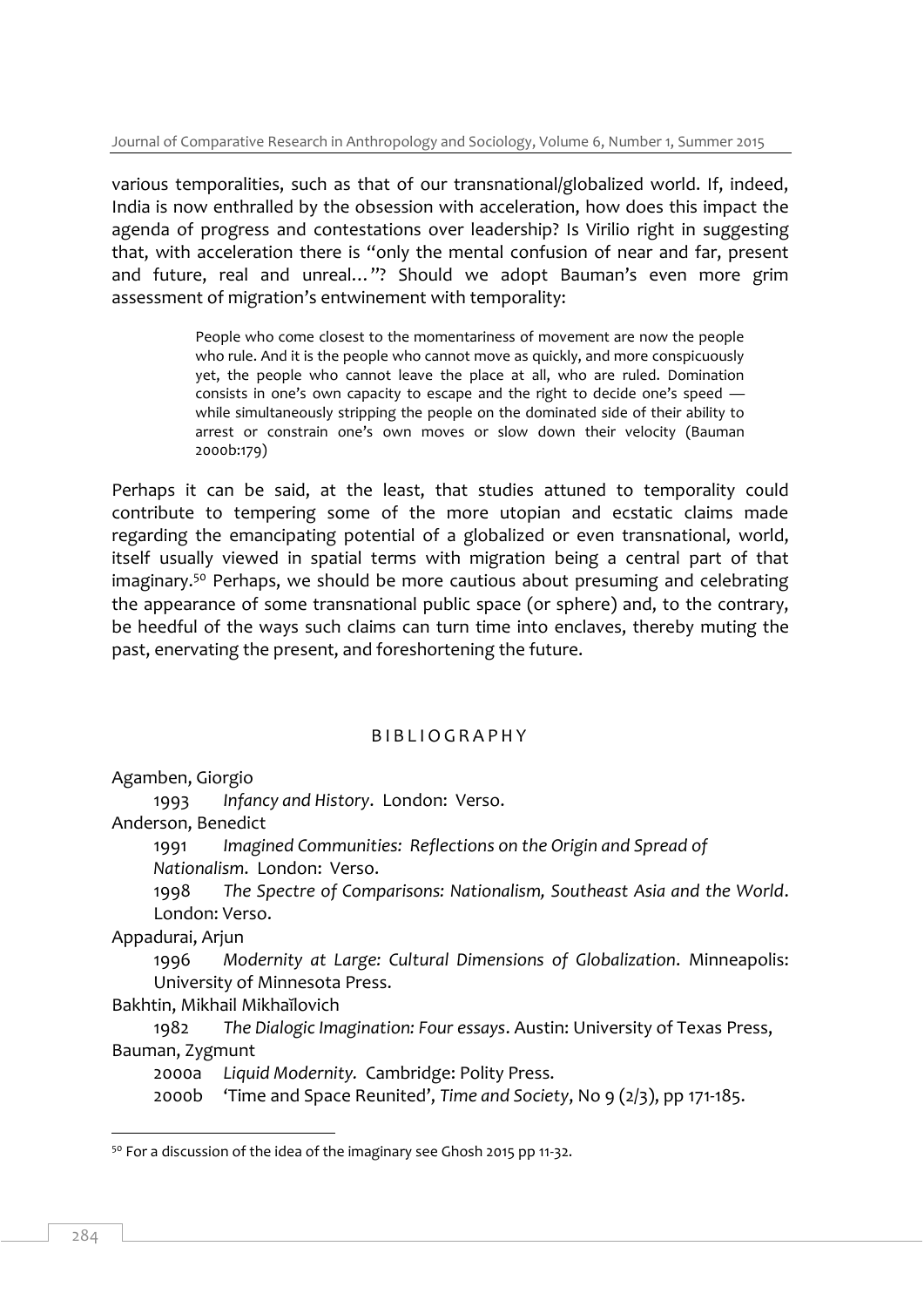various temporalities, such as that of our transnational/globalized world. If, indeed, India is now enthralled by the obsession with acceleration, how does this impact the agenda of progress and contestations over leadership? Is Virilio right in suggesting that, with acceleration there is "only the mental confusion of near and far, present and future, real and unreal…"? Should we adopt Bauman's even more grim assessment of migration's entwinement with temporality:

> People who come closest to the momentariness of movement are now the people who rule. And it is the people who cannot move as quickly, and more conspicuously yet, the people who cannot leave the place at all, who are ruled. Domination consists in one's own capacity to escape and the right to decide one's speed — while simultaneously stripping the people on the dominated side of their ability to arrest or constrain one's own moves or slow down their velocity (Bauman 2000b:179)

Perhaps it can be said, at the least, that studies attuned to temporality could contribute to tempering some of the more utopian and ecstatic claims made regarding the emancipating potential of a globalized or even transnational, world, itself usually viewed in spatial terms with migration being a central part of that imaginary.[50] Perhaps, we should be more cautious about presuming and celebrating the appearance of some transnational public space (or sphere) and, to the contrary, be heedful of the ways such claims can turn time into enclaves, thereby muting the past, enervating the present, and foreshortening the future.

## BIBLIOGRAPHY

Agamben, Giorgio

1993 *Infancy and History*. London: Verso.

Anderson, Benedict

1991 *Imagined Communities: Reflections on the Origin and Spread of Nationalism*. London: Verso.

1998 *The Spectre of Comparisons: Nationalism, Southeast Asia and the World*. London: Verso.

Appadurai, Arjun

1996 *Modernity at Large: Cultural Dimensions of Globalization*. Minneapolis: University of Minnesota Press.

Bakhtin, Mikhail Mikhaĭlovich

1982 *The Dialogic Imagination: Four essays*. Austin: University of Texas Press,

Bauman, Zygmunt

2000a *Liquid Modernity.* Cambridge: Polity Press.

2000b 'Time and Space Reunited', *Time and Society*, No 9 (2/3), pp 171-185.

[50] For a discussion of the idea of the imaginary see Ghosh 2015 pp 11-32.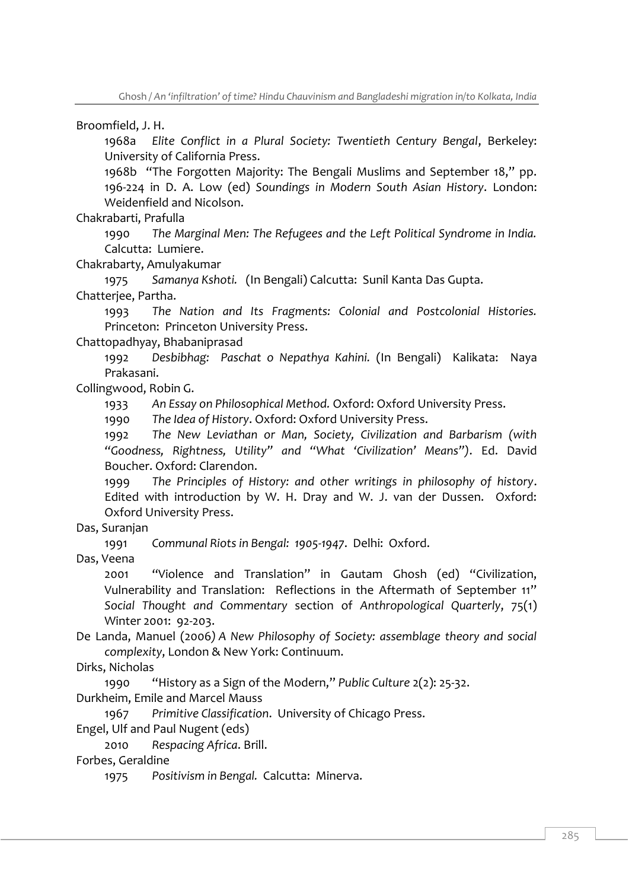Broomfield, J. H.

1968a *Elite Conflict in a Plural Society: Twentieth Century Bengal*, Berkeley: University of California Press.

1968b "The Forgotten Majority: The Bengali Muslims and September 18," pp. 196-224 in D. A. Low (ed) *Soundings in Modern South Asian History*. London: Weidenfield and Nicolson.

Chakrabarti, Prafulla

1990 *The Marginal Men: The Refugees and the Left Political Syndrome in India.* Calcutta: Lumiere.

Chakrabarty, Amulyakumar

1975 *Samanya Kshoti.* (In Bengali) Calcutta: Sunil Kanta Das Gupta.

Chatterjee, Partha.

1993 *The Nation and Its Fragments: Colonial and Postcolonial Histories.* Princeton: Princeton University Press.

Chattopadhyay, Bhabaniprasad

1992 *Desbibhag: Paschat o Nepathya Kahini.* (In Bengali) Kalikata: Naya Prakasani.

Collingwood, Robin G.

1933 *An Essay on Philosophical Method.* Oxford: Oxford University Press.

1990 *The Idea of History*. Oxford: Oxford University Press.

1992 *The New Leviathan or Man, Society, Civilization and Barbarism (with "Goodness, Rightness, Utility" and "What 'Civilization' Means").* Ed. David Boucher. Oxford: Clarendon.

1999 *The Principles of History: and other writings in philosophy of history*. Edited with introduction by W. H. Dray and W. J. van der Dussen. Oxford: Oxford University Press.

Das, Suranjan

1991 *Communal Riots in Bengal: 1905-1947*. Delhi: Oxford.

Das, Veena

2001 "Violence and Translation" in Gautam Ghosh (ed) "Civilization, Vulnerability and Translation: Reflections in the Aftermath of September 11" *Social Thought and Commentary* section of *Anthropological Quarterly*, 75(1) Winter 2001: 92-203.

De Landa, Manuel (2006) *A New Philosophy of Society: assemblage theory and social complexity*, London & New York: Continuum.

Dirks, Nicholas

1990 "History as a Sign of the Modern," *Public Culture* 2(2): 25-32.

Durkheim, Emile and Marcel Mauss

1967 *Primitive Classification*. University of Chicago Press.

Engel, Ulf and Paul Nugent (eds)

2010 *Respacing Africa*. Brill.

Forbes, Geraldine

1975 *Positivism in Bengal.* Calcutta: Minerva.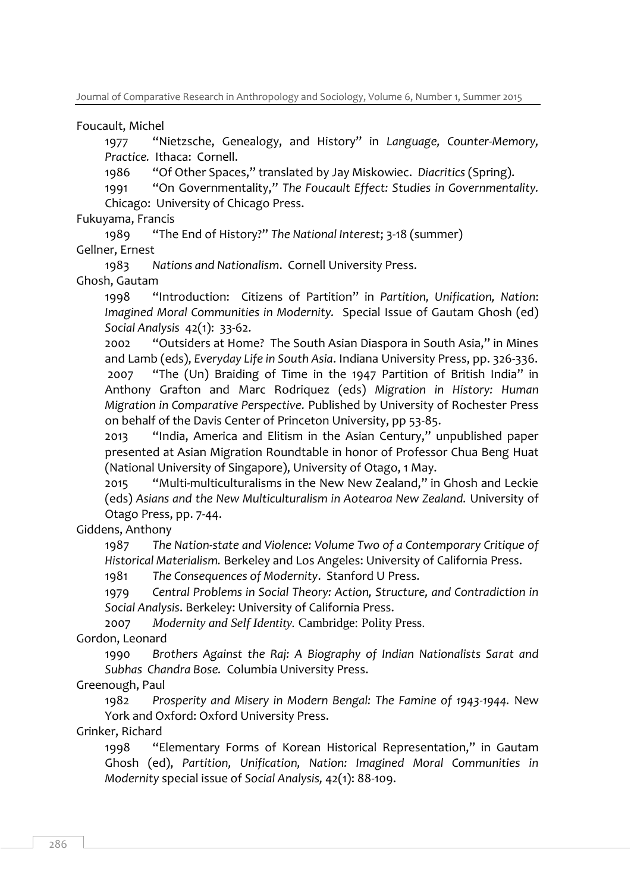Foucault, Michel

1977 "Nietzsche, Genealogy, and History" in *Language, Counter-Memory, Practice.* Ithaca: Cornell.

1986 "Of Other Spaces," translated by Jay Miskowiec. *Diacritics* (Spring).

1991 "On Governmentality," *The Foucault Effect: Studies in Governmentality.* Chicago: University of Chicago Press.

Fukuyama, Francis

1989 "The End of History?" *The National Interest*; 3-18 (summer)

Gellner, Ernest

1983 *Nations and Nationalism*. Cornell University Press.

Ghosh, Gautam

1998 "Introduction: Citizens of Partition" in *Partition, Unification, Nation: Imagined Moral Communities in Modernity.* Special Issue of Gautam Ghosh (ed) *Social Analysis* 42(1): 33-62.

2002 "Outsiders at Home? The South Asian Diaspora in South Asia," in Mines and Lamb (eds), *Everyday Life in South Asia*. Indiana University Press, pp. 326-336.

2007 "The (Un) Braiding of Time in the 1947 Partition of British India" in Anthony Grafton and Marc Rodriquez (eds) *Migration in History: Human Migration in Comparative Perspective.* Published by University of Rochester Press on behalf of the Davis Center of Princeton University, pp 53-85.

2013 "India, America and Elitism in the Asian Century," unpublished paper presented at Asian Migration Roundtable in honor of Professor Chua Beng Huat (National University of Singapore), University of Otago, 1 May.

2015 "Multi-multiculturalisms in the New New Zealand," in Ghosh and Leckie (eds) *Asians and the New Multiculturalism in Aotearoa New Zealand.* University of Otago Press, pp. 7-44.

Giddens, Anthony

1987 *The Nation-state and Violence: Volume Two of a Contemporary Critique of Historical Materialism.* Berkeley and Los Angeles: University of California Press.

1981 *The Consequences of Modernity*. Stanford U Press.

1979 *Central Problems in Social Theory: Action, Structure, and Contradiction in Social Analysis*. Berkeley: University of California Press.

2007 *Modernity and Self Identity.* Cambridge: Polity Press.

Gordon, Leonard

1990 *Brothers Against the Raj: A Biography of Indian Nationalists Sarat and Subhas Chandra Bose.* Columbia University Press.

Greenough, Paul

1982 *Prosperity and Misery in Modern Bengal: The Famine of 1943-1944.* New York and Oxford: Oxford University Press.

Grinker, Richard

1998 "Elementary Forms of Korean Historical Representation," in Gautam Ghosh (ed), *Partition, Unification, Nation: Imagined Moral Communities in Modernity* special issue of *Social Analysis,* 42(1): 88-109.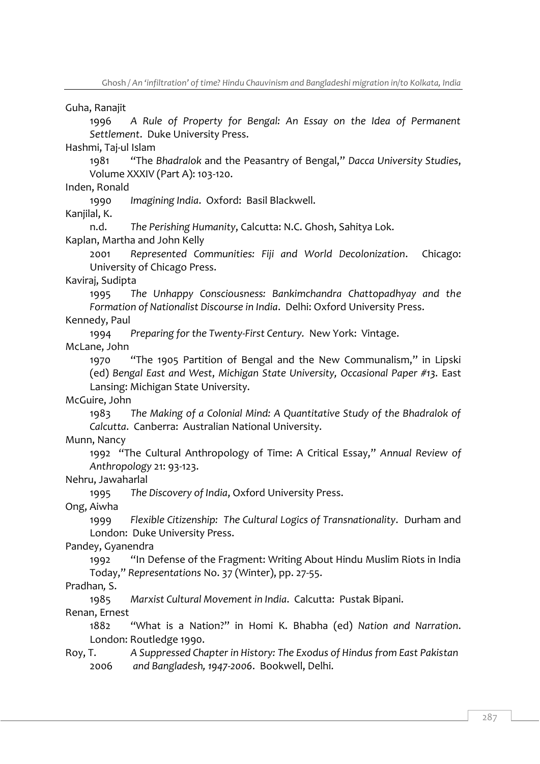Guha, Ranajit

1996 *A Rule of Property for Bengal: An Essay on the Idea of Permanent Settlement*. Duke University Press.

Hashmi, Taj-ul Islam

1981 "The *Bhadralok* and the Peasantry of Bengal," *Dacca University Studies*, Volume XXXIV (Part A): 103-120.

Inden, Ronald

1990 *Imagining India*. Oxford: Basil Blackwell.

Kanjilal, K.

n.d. *The Perishing Humanity*, Calcutta: N.C. Ghosh, Sahitya Lok.

Kaplan, Martha and John Kelly

2001 *Represented Communities: Fiji and World Decolonization*. Chicago: University of Chicago Press.

Kaviraj, Sudipta

1995 *The Unhappy Consciousness: Bankimchandra Chattopadhyay and the Formation of Nationalist Discourse in India*. Delhi: Oxford University Press.

Kennedy, Paul

1994 *Preparing for the Twenty-First Century*. New York: Vintage.

McLane, John

1970 "The 1905 Partition of Bengal and the New Communalism," in Lipski (ed) *Bengal East and West*, *Michigan State University, Occasional Paper #13*. East Lansing: Michigan State University.

McGuire, John

1983 *The Making of a Colonial Mind: A Quantitative Study of the Bhadralok of Calcutta*. Canberra: Australian National University.

Munn, Nancy

1992 "The Cultural Anthropology of Time: A Critical Essay," *Annual Review of Anthropology* 21: 93-123.

Nehru, Jawaharlal

1995 *The Discovery of India*, Oxford University Press.

Ong, Aiwha

1999 *Flexible Citizenship: The Cultural Logics of Transnationality*. Durham and London: Duke University Press.

Pandey, Gyanendra

1992 "In Defense of the Fragment: Writing About Hindu Muslim Riots in India Today," *Representations* No. 37 (Winter), pp. 27-55.

Pradhan, S.

1985 *Marxist Cultural Movement in India*. Calcutta: Pustak Bipani.

Renan, Ernest

1882 "What is a Nation?" in Homi K. Bhabha (ed) *Nation and Narration*. London: Routledge 1990.

Roy, T. *A Suppressed Chapter in History: The Exodus of Hindus from East Pakistan*

2006 *and Bangladesh, 1947-2006*. Bookwell, Delhi.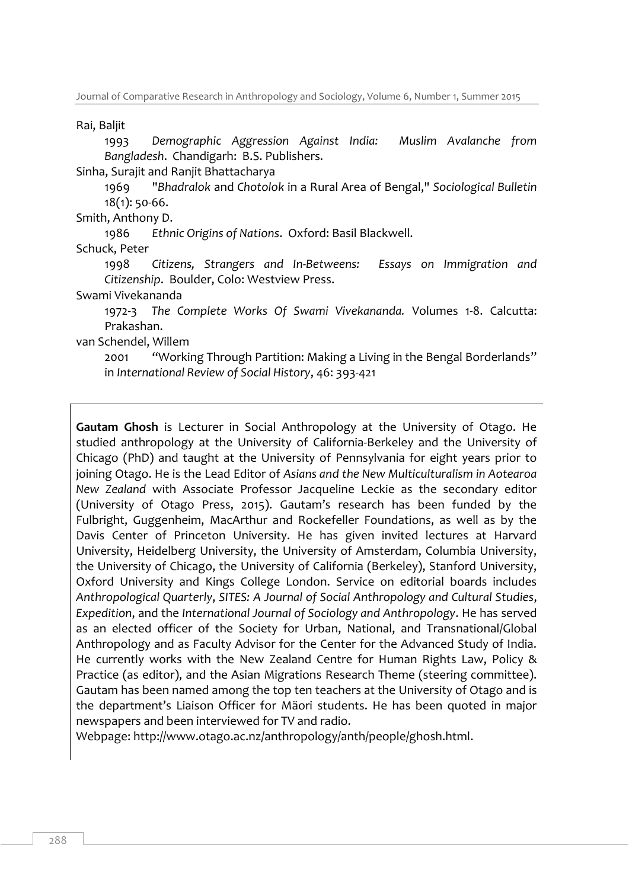Rai, Baljit

1993 *Demographic Aggression Against India: Muslim Avalanche from Bangladesh*. Chandigarh: B.S. Publishers.

Sinha, Surajit and Ranjit Bhattacharya

1969 "*Bhadralok* and *Chotolok* in a Rural Area of Bengal," *Sociological Bulletin* 18(1): 50-66.

Smith, Anthony D.

1986 *Ethnic Origins of Nations*. Oxford: Basil Blackwell.

Schuck, Peter

1998 *Citizens, Strangers and In-Betweens: Essays on Immigration and Citizenship*. Boulder, Colo: Westview Press.

Swami Vivekananda

1972-3 *The Complete Works Of Swami Vivekananda.* Volumes 1-8. Calcutta: Prakashan.

van Schendel, Willem

2001 "Working Through Partition: Making a Living in the Bengal Borderlands" in *International Review of Social History*, 46: 393-421

---

**Gautam Ghosh** is Lecturer in Social Anthropology at the University of Otago. He studied anthropology at the University of California-Berkeley and the University of Chicago (PhD) and taught at the University of Pennsylvania for eight years prior to joining Otago. He is the Lead Editor of *Asians and the New Multiculturalism in Aotearoa New Zealand* with Associate Professor Jacqueline Leckie as the secondary editor (University of Otago Press, 2015). Gautam's research has been funded by the Fulbright, Guggenheim, MacArthur and Rockefeller Foundations, as well as by the Davis Center of Princeton University. He has given invited lectures at Harvard University, Heidelberg University, the University of Amsterdam, Columbia University, the University of Chicago, the University of California (Berkeley), Stanford University, Oxford University and Kings College London. Service on editorial boards includes *Anthropological Quarterly*, *SITES: A Journal of Social Anthropology and Cultural Studies*, *Expedition*, and the *International Journal of Sociology and Anthropology*. He has served as an elected officer of the Society for Urban, National, and Transnational/Global Anthropology and as Faculty Advisor for the Center for the Advanced Study of India. He currently works with the New Zealand Centre for Human Rights Law, Policy & Practice (as editor), and the Asian Migrations Research Theme (steering committee). Gautam has been named among the top ten teachers at the University of Otago and is the department's Liaison Officer for Mäori students. He has been quoted in major newspapers and been interviewed for TV and radio.

Webpage: http://www.otago.ac.nz/anthropology/anth/people/ghosh.html.